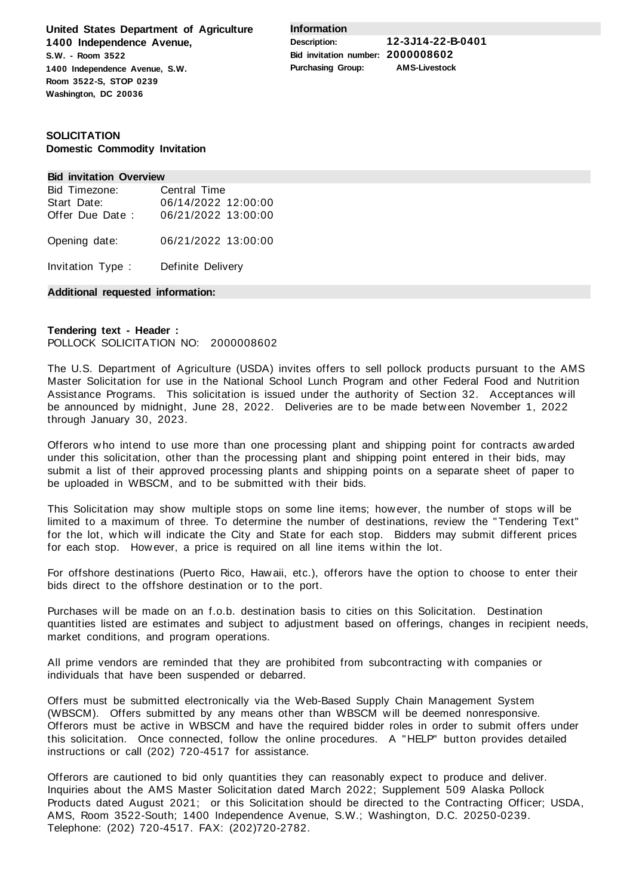**United States Department of Agriculture**
**1400 Independence Avenue,**
**S.W. - Room 3522**
**1400 Independence Avenue, S.W.**
**Room 3522-S, STOP 0239**
**Washington, DC 20036**

**Information**

| | |
|---|---|
| **Description:** | **12-3J14-22-B-0401** |
| **Bid invitation number:** | **2000008602** |
| **Purchasing Group:** | **AMS-Livestock** |

**SOLICITATION**
**Domestic Commodity Invitation**

**Bid invitation Overview**

| | |
|---|---|
| Bid Timezone: | Central Time |
| Start Date: | 06/14/2022 12:00:00 |
| Offer Due Date : | 06/21/2022 13:00:00 |
| Opening date: | 06/21/2022 13:00:00 |
| Invitation Type : | Definite Delivery |

**Additional requested information:**

**Tendering text - Header :**
POLLOCK SOLICITATION NO: 2000008602

The U.S. Department of Agriculture (USDA) invites offers to sell pollock products pursuant to the AMS Master Solicitation for use in the National School Lunch Program and other Federal Food and Nutrition Assistance Programs. This solicitation is issued under the authority of Section 32. Acceptances will be announced by midnight, June 28, 2022. Deliveries are to be made between November 1, 2022 through January 30, 2023.

Offerors who intend to use more than one processing plant and shipping point for contracts awarded under this solicitation, other than the processing plant and shipping point entered in their bids, may submit a list of their approved processing plants and shipping points on a separate sheet of paper to be uploaded in WBSCM, and to be submitted with their bids.

This Solicitation may show multiple stops on some line items; however, the number of stops will be limited to a maximum of three. To determine the number of destinations, review the "Tendering Text" for the lot, which will indicate the City and State for each stop. Bidders may submit different prices for each stop. However, a price is required on all line items within the lot.

For offshore destinations (Puerto Rico, Hawaii, etc.), offerors have the option to choose to enter their bids direct to the offshore destination or to the port.

Purchases will be made on an f.o.b. destination basis to cities on this Solicitation. Destination quantities listed are estimates and subject to adjustment based on offerings, changes in recipient needs, market conditions, and program operations.

All prime vendors are reminded that they are prohibited from subcontracting with companies or individuals that have been suspended or debarred.

Offers must be submitted electronically via the Web-Based Supply Chain Management System (WBSCM). Offers submitted by any means other than WBSCM will be deemed nonresponsive. Offerors must be active in WBSCM and have the required bidder roles in order to submit offers under this solicitation. Once connected, follow the online procedures. A "HELP" button provides detailed instructions or call (202) 720-4517 for assistance.

Offerors are cautioned to bid only quantities they can reasonably expect to produce and deliver. Inquiries about the AMS Master Solicitation dated March 2022; Supplement 509 Alaska Pollock Products dated August 2021; or this Solicitation should be directed to the Contracting Officer; USDA, AMS, Room 3522-South; 1400 Independence Avenue, S.W.; Washington, D.C. 20250-0239. Telephone: (202) 720-4517. FAX: (202)720-2782.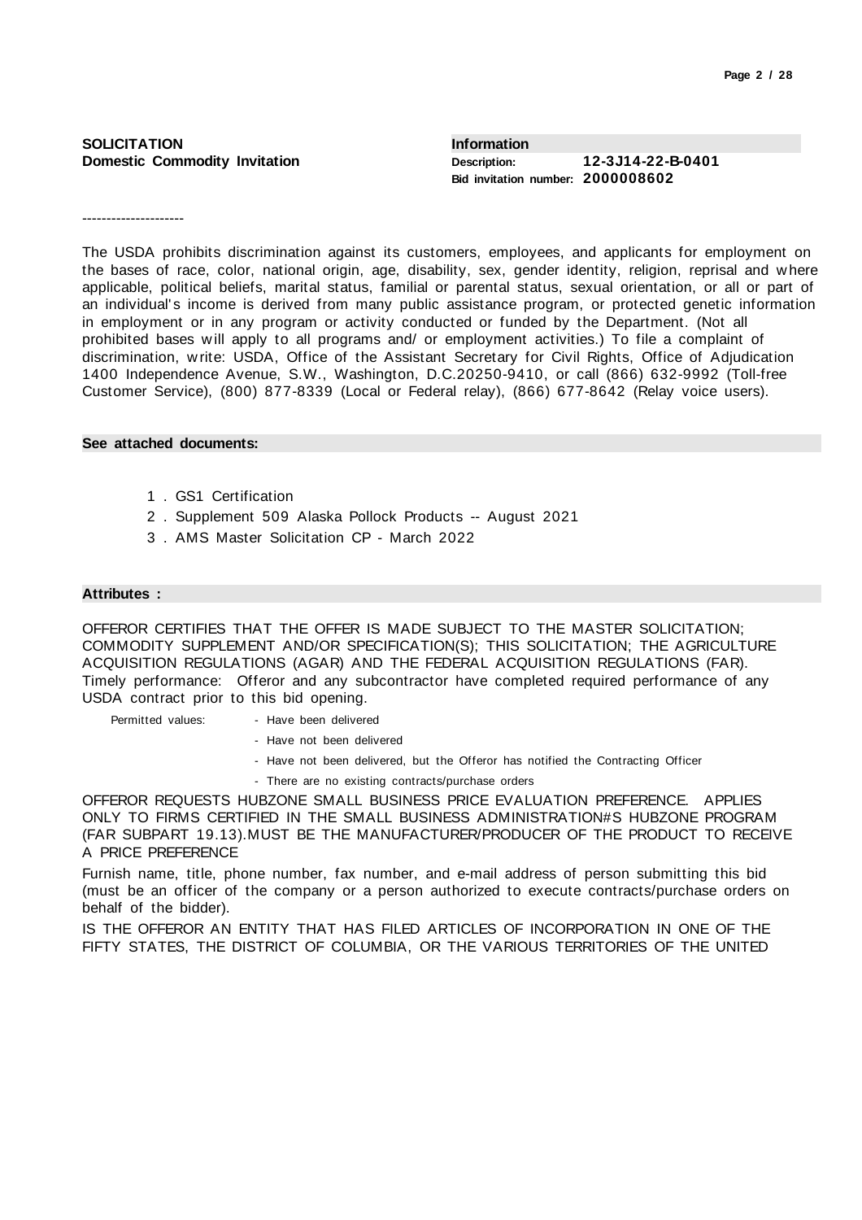**SOLICITATION**
**Domestic Commodity Invitation**

**Information**

**Description:** **12-3J14-22-B-0401**
**Bid invitation number:** **2000008602**

---------------------

The USDA prohibits discrimination against its customers, employees, and applicants for employment on the bases of race, color, national origin, age, disability, sex, gender identity, religion, reprisal and where applicable, political beliefs, marital status, familial or parental status, sexual orientation, or all or part of an individual's income is derived from many public assistance program, or protected genetic information in employment or in any program or activity conducted or funded by the Department. (Not all prohibited bases will apply to all programs and/ or employment activities.) To file a complaint of discrimination, write: USDA, Office of the Assistant Secretary for Civil Rights, Office of Adjudication 1400 Independence Avenue, S.W., Washington, D.C.20250-9410, or call (866) 632-9992 (Toll-free Customer Service), (800) 877-8339 (Local or Federal relay), (866) 677-8642 (Relay voice users).

**See attached documents:**

1. GS1 Certification
2. Supplement 509 Alaska Pollock Products -- August 2021
3. AMS Master Solicitation CP - March 2022

**Attributes :**

OFFEROR CERTIFIES THAT THE OFFER IS MADE SUBJECT TO THE MASTER SOLICITATION; COMMODITY SUPPLEMENT AND/OR SPECIFICATION(S); THIS SOLICITATION; THE AGRICULTURE ACQUISITION REGULATIONS (AGAR) AND THE FEDERAL ACQUISITION REGULATIONS (FAR).

Timely performance: Offeror and any subcontractor have completed required performance of any USDA contract prior to this bid opening.

Permitted values:
- Have been delivered
- Have not been delivered
- Have not been delivered, but the Offeror has notified the Contracting Officer
- There are no existing contracts/purchase orders

OFFEROR REQUESTS HUBZONE SMALL BUSINESS PRICE EVALUATION PREFERENCE. APPLIES ONLY TO FIRMS CERTIFIED IN THE SMALL BUSINESS ADMINISTRATION#S HUBZONE PROGRAM (FAR SUBPART 19.13).MUST BE THE MANUFACTURER/PRODUCER OF THE PRODUCT TO RECEIVE A PRICE PREFERENCE

Furnish name, title, phone number, fax number, and e-mail address of person submitting this bid (must be an officer of the company or a person authorized to execute contracts/purchase orders on behalf of the bidder).

IS THE OFFEROR AN ENTITY THAT HAS FILED ARTICLES OF INCORPORATION IN ONE OF THE FIFTY STATES, THE DISTRICT OF COLUMBIA, OR THE VARIOUS TERRITORIES OF THE UNITED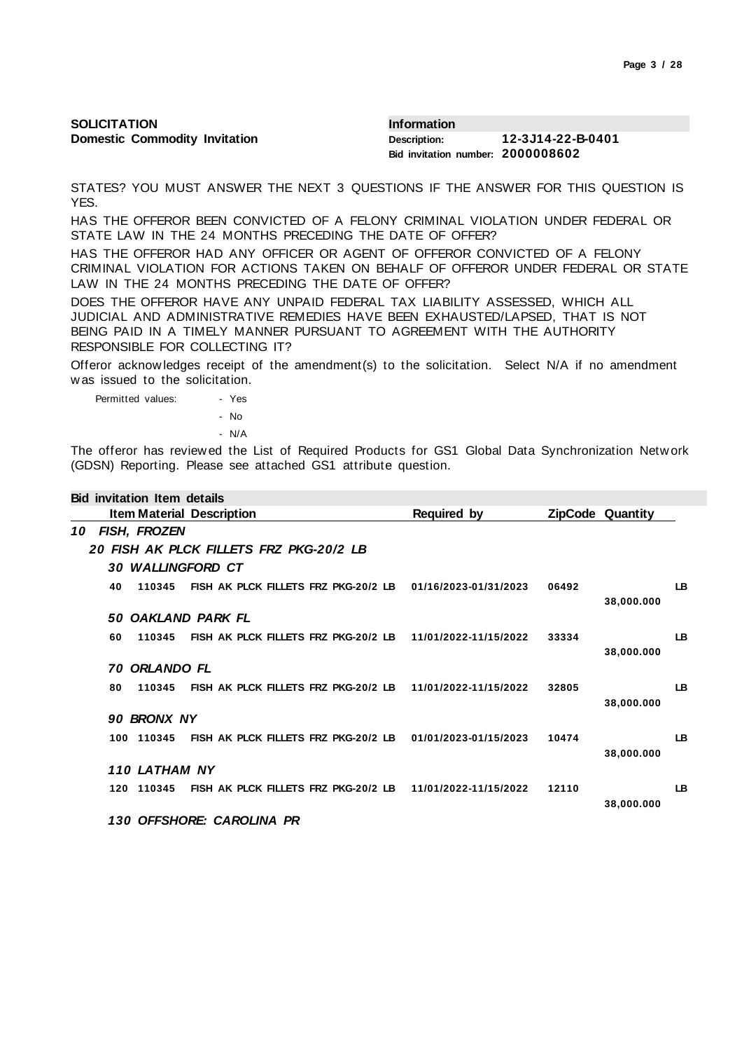**SOLICITATION**
**Domestic Commodity Invitation**

**Information**
**Description:** 12-3J14-22-B-0401
**Bid invitation number:** 2000008602

STATES? YOU MUST ANSWER THE NEXT 3 QUESTIONS IF THE ANSWER FOR THIS QUESTION IS YES.

HAS THE OFFEROR BEEN CONVICTED OF A FELONY CRIMINAL VIOLATION UNDER FEDERAL OR STATE LAW IN THE 24 MONTHS PRECEDING THE DATE OF OFFER?

HAS THE OFFEROR HAD ANY OFFICER OR AGENT OF OFFEROR CONVICTED OF A FELONY CRIMINAL VIOLATION FOR ACTIONS TAKEN ON BEHALF OF OFFEROR UNDER FEDERAL OR STATE LAW IN THE 24 MONTHS PRECEDING THE DATE OF OFFER?

DOES THE OFFEROR HAVE ANY UNPAID FEDERAL TAX LIABILITY ASSESSED, WHICH ALL JUDICIAL AND ADMINISTRATIVE REMEDIES HAVE BEEN EXHAUSTED/LAPSED, THAT IS NOT BEING PAID IN A TIMELY MANNER PURSUANT TO AGREEMENT WITH THE AUTHORITY RESPONSIBLE FOR COLLECTING IT?

Offeror acknowledges receipt of the amendment(s) to the solicitation. Select N/A if no amendment was issued to the solicitation.

Permitted values:
- Yes
- No
- N/A

The offeror has reviewed the List of Required Products for GS1 Global Data Synchronization Network (GDSN) Reporting. Please see attached GS1 attribute question.

**Bid invitation Item details**

| Item | Material | Description | Required by | ZipCode | Quantity | |
|---|---|---|---|---|---|---|
| ***10 FISH, FROZEN*** | | | | | | |
| ***20 FISH AK PLCK FILLETS FRZ PKG-20/2 LB*** | | | | | | |
| ***30 WALLINGFORD CT*** | | | | | | |
| 40 | 110345 | FISH AK PLCK FILLETS FRZ PKG-20/2 LB | 01/16/2023-01/31/2023 | 06492 | 38,000.000 | LB |
| ***50 OAKLAND PARK FL*** | | | | | | |
| 60 | 110345 | FISH AK PLCK FILLETS FRZ PKG-20/2 LB | 11/01/2022-11/15/2022 | 33334 | 38,000.000 | LB |
| ***70 ORLANDO FL*** | | | | | | |
| 80 | 110345 | FISH AK PLCK FILLETS FRZ PKG-20/2 LB | 11/01/2022-11/15/2022 | 32805 | 38,000.000 | LB |
| ***90 BRONX NY*** | | | | | | |
| 100 | 110345 | FISH AK PLCK FILLETS FRZ PKG-20/2 LB | 01/01/2023-01/15/2023 | 10474 | 38,000.000 | LB |
| ***110 LATHAM NY*** | | | | | | |
| 120 | 110345 | FISH AK PLCK FILLETS FRZ PKG-20/2 LB | 11/01/2022-11/15/2022 | 12110 | 38,000.000 | LB |
| ***130 OFFSHORE: CAROLINA PR*** | | | | | | |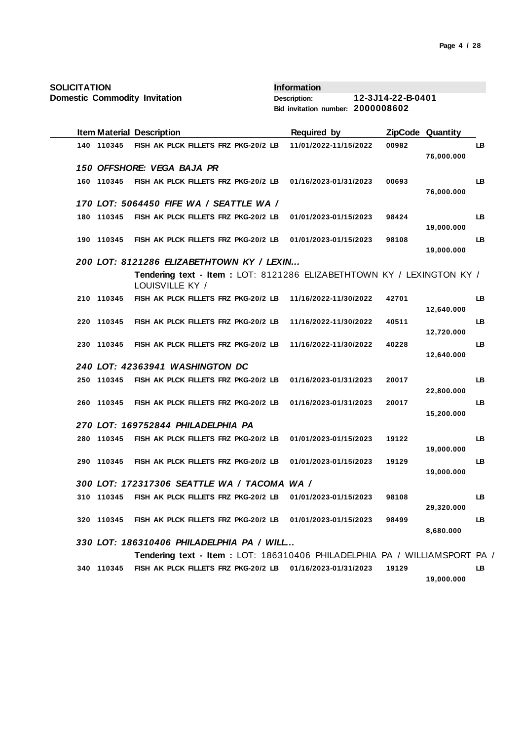**SOLICITATION**
**Domestic Commodity Invitation**

**Information**
**Description:** 12-3J14-22-B-0401
**Bid invitation number:** 2000008602

| Item | Material | Description | Required by | ZipCode | Quantity | |
|---|---|---|---|---|---|---|
| 140 | 110345 | FISH AK PLCK FILLETS FRZ PKG-20/2 LB | 11/01/2022-11/15/2022 | 00982 | 76,000.000 | LB |
| ***150 OFFSHORE: VEGA BAJA PR*** | | | | | | |
| 160 | 110345 | FISH AK PLCK FILLETS FRZ PKG-20/2 LB | 01/16/2023-01/31/2023 | 00693 | 76,000.000 | LB |
| ***170 LOT: 5064450 FIFE WA / SEATTLE WA /*** | | | | | | |
| 180 | 110345 | FISH AK PLCK FILLETS FRZ PKG-20/2 LB | 01/01/2023-01/15/2023 | 98424 | 19,000.000 | LB |
| 190 | 110345 | FISH AK PLCK FILLETS FRZ PKG-20/2 LB | 01/01/2023-01/15/2023 | 98108 | 19,000.000 | LB |
| ***200 LOT: 8121286 ELIZABETHTOWN KY / LEXIN...*** | | | | | | |
| | | **Tendering text - Item :** LOT: 8121286 ELIZABETHTOWN KY / LEXINGTON KY / LOUISVILLE KY / | | | | |
| 210 | 110345 | FISH AK PLCK FILLETS FRZ PKG-20/2 LB | 11/16/2022-11/30/2022 | 42701 | 12,640.000 | LB |
| 220 | 110345 | FISH AK PLCK FILLETS FRZ PKG-20/2 LB | 11/16/2022-11/30/2022 | 40511 | 12,720.000 | LB |
| 230 | 110345 | FISH AK PLCK FILLETS FRZ PKG-20/2 LB | 11/16/2022-11/30/2022 | 40228 | 12,640.000 | LB |
| ***240 LOT: 42363941 WASHINGTON DC*** | | | | | | |
| 250 | 110345 | FISH AK PLCK FILLETS FRZ PKG-20/2 LB | 01/16/2023-01/31/2023 | 20017 | 22,800.000 | LB |
| 260 | 110345 | FISH AK PLCK FILLETS FRZ PKG-20/2 LB | 01/16/2023-01/31/2023 | 20017 | 15,200.000 | LB |
| ***270 LOT: 169752844 PHILADELPHIA PA*** | | | | | | |
| 280 | 110345 | FISH AK PLCK FILLETS FRZ PKG-20/2 LB | 01/01/2023-01/15/2023 | 19122 | 19,000.000 | LB |
| 290 | 110345 | FISH AK PLCK FILLETS FRZ PKG-20/2 LB | 01/01/2023-01/15/2023 | 19129 | 19,000.000 | LB |
| ***300 LOT: 172317306 SEATTLE WA / TACOMA WA /*** | | | | | | |
| 310 | 110345 | FISH AK PLCK FILLETS FRZ PKG-20/2 LB | 01/01/2023-01/15/2023 | 98108 | 29,320.000 | LB |
| 320 | 110345 | FISH AK PLCK FILLETS FRZ PKG-20/2 LB | 01/01/2023-01/15/2023 | 98499 | 8,680.000 | LB |
| ***330 LOT: 186310406 PHILADELPHIA PA / WILL...*** | | | | | | |
| | | **Tendering text - Item :** LOT: 186310406 PHILADELPHIA PA / WILLIAMSPORT PA / | | | | |
| 340 | 110345 | FISH AK PLCK FILLETS FRZ PKG-20/2 LB | 01/16/2023-01/31/2023 | 19129 | 19,000.000 | LB |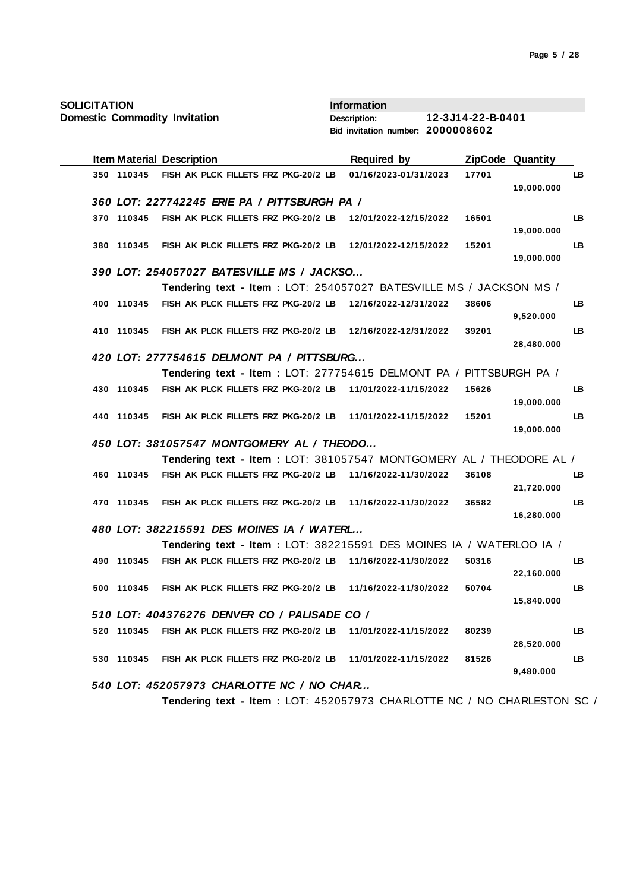**SOLICITATION**
**Domestic Commodity Invitation**

**Information**
**Description:** 12-3J14-22-B-0401
**Bid invitation number:** 2000008602

| Item | Material | Description | Required by | ZipCode | Quantity | |
|---|---|---|---|---|---|---|
| 350 | 110345 | FISH AK PLCK FILLETS FRZ PKG-20/2 LB | 01/16/2023-01/31/2023 | 17701 | 19,000.000 | LB |
| ***360 LOT: 227742245 ERIE PA / PITTSBURGH PA /*** | | | | | | |
| 370 | 110345 | FISH AK PLCK FILLETS FRZ PKG-20/2 LB | 12/01/2022-12/15/2022 | 16501 | 19,000.000 | LB |
| 380 | 110345 | FISH AK PLCK FILLETS FRZ PKG-20/2 LB | 12/01/2022-12/15/2022 | 15201 | 19,000.000 | LB |
| ***390 LOT: 254057027 BATESVILLE MS / JACKSO...*** | | | | | | |
| | | **Tendering text - Item :** LOT: 254057027 BATESVILLE MS / JACKSON MS / | | | | |
| 400 | 110345 | FISH AK PLCK FILLETS FRZ PKG-20/2 LB | 12/16/2022-12/31/2022 | 38606 | 9,520.000 | LB |
| 410 | 110345 | FISH AK PLCK FILLETS FRZ PKG-20/2 LB | 12/16/2022-12/31/2022 | 39201 | 28,480.000 | LB |
| ***420 LOT: 277754615 DELMONT PA / PITTSBURG...*** | | | | | | |
| | | **Tendering text - Item :** LOT: 277754615 DELMONT PA / PITTSBURGH PA / | | | | |
| 430 | 110345 | FISH AK PLCK FILLETS FRZ PKG-20/2 LB | 11/01/2022-11/15/2022 | 15626 | 19,000.000 | LB |
| 440 | 110345 | FISH AK PLCK FILLETS FRZ PKG-20/2 LB | 11/01/2022-11/15/2022 | 15201 | 19,000.000 | LB |
| ***450 LOT: 381057547 MONTGOMERY AL / THEODO...*** | | | | | | |
| | | **Tendering text - Item :** LOT: 381057547 MONTGOMERY AL / THEODORE AL / | | | | |
| 460 | 110345 | FISH AK PLCK FILLETS FRZ PKG-20/2 LB | 11/16/2022-11/30/2022 | 36108 | 21,720.000 | LB |
| 470 | 110345 | FISH AK PLCK FILLETS FRZ PKG-20/2 LB | 11/16/2022-11/30/2022 | 36582 | 16,280.000 | LB |
| ***480 LOT: 382215591 DES MOINES IA / WATERL...*** | | | | | | |
| | | **Tendering text - Item :** LOT: 382215591 DES MOINES IA / WATERLOO IA / | | | | |
| 490 | 110345 | FISH AK PLCK FILLETS FRZ PKG-20/2 LB | 11/16/2022-11/30/2022 | 50316 | 22,160.000 | LB |
| 500 | 110345 | FISH AK PLCK FILLETS FRZ PKG-20/2 LB | 11/16/2022-11/30/2022 | 50704 | 15,840.000 | LB |
| ***510 LOT: 404376276 DENVER CO / PALISADE CO /*** | | | | | | |
| 520 | 110345 | FISH AK PLCK FILLETS FRZ PKG-20/2 LB | 11/01/2022-11/15/2022 | 80239 | 28,520.000 | LB |
| 530 | 110345 | FISH AK PLCK FILLETS FRZ PKG-20/2 LB | 11/01/2022-11/15/2022 | 81526 | 9,480.000 | LB |
| ***540 LOT: 452057973 CHARLOTTE NC / NO CHAR...*** | | | | | | |
| | | **Tendering text - Item :** LOT: 452057973 CHARLOTTE NC / NO CHARLESTON SC / | | | | |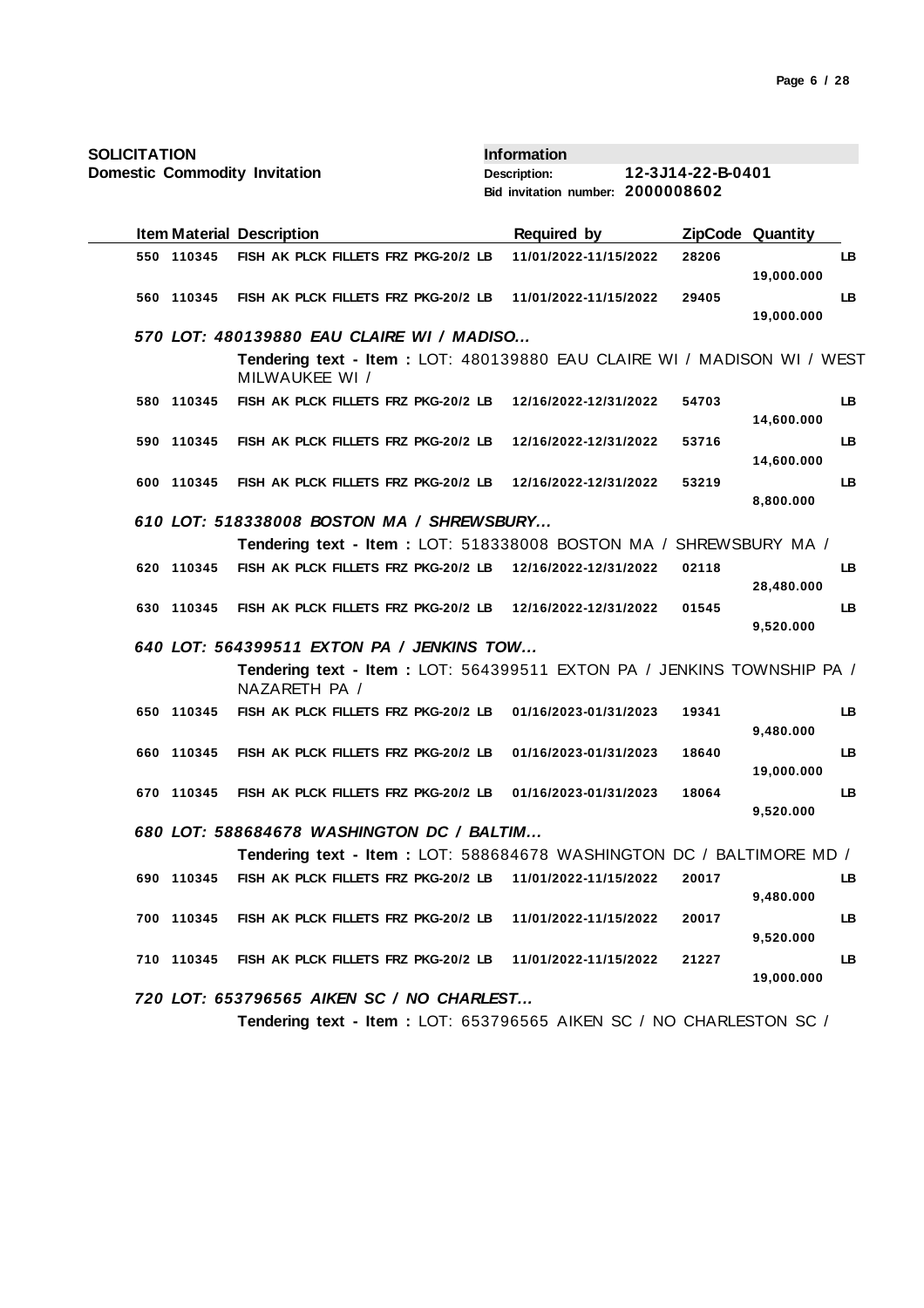**SOLICITATION**
**Domestic Commodity Invitation**

**Information**
**Description:** 12-3J14-22-B-0401
**Bid invitation number:** 2000008602

| Item | Material | Description | Required by | ZipCode | Quantity | |
|---|---|---|---|---|---|---|
| 550 | 110345 | FISH AK PLCK FILLETS FRZ PKG-20/2 LB | 11/01/2022-11/15/2022 | 28206 | 19,000.000 | LB |
| 560 | 110345 | FISH AK PLCK FILLETS FRZ PKG-20/2 LB | 11/01/2022-11/15/2022 | 29405 | 19,000.000 | LB |
| ***570*** | | ***LOT: 480139880 EAU CLAIRE WI / MADISO...*** | | | | |
| | | **Tendering text - Item :** LOT: 480139880 EAU CLAIRE WI / MADISON WI / WEST MILWAUKEE WI / | | | | |
| 580 | 110345 | FISH AK PLCK FILLETS FRZ PKG-20/2 LB | 12/16/2022-12/31/2022 | 54703 | 14,600.000 | LB |
| 590 | 110345 | FISH AK PLCK FILLETS FRZ PKG-20/2 LB | 12/16/2022-12/31/2022 | 53716 | 14,600.000 | LB |
| 600 | 110345 | FISH AK PLCK FILLETS FRZ PKG-20/2 LB | 12/16/2022-12/31/2022 | 53219 | 8,800.000 | LB |
| ***610*** | | ***LOT: 518338008 BOSTON MA / SHREWSBURY...*** | | | | |
| | | **Tendering text - Item :** LOT: 518338008 BOSTON MA / SHREWSBURY MA / | | | | |
| 620 | 110345 | FISH AK PLCK FILLETS FRZ PKG-20/2 LB | 12/16/2022-12/31/2022 | 02118 | 28,480.000 | LB |
| 630 | 110345 | FISH AK PLCK FILLETS FRZ PKG-20/2 LB | 12/16/2022-12/31/2022 | 01545 | 9,520.000 | LB |
| ***640*** | | ***LOT: 564399511 EXTON PA / JENKINS TOW...*** | | | | |
| | | **Tendering text - Item :** LOT: 564399511 EXTON PA / JENKINS TOWNSHIP PA / NAZARETH PA / | | | | |
| 650 | 110345 | FISH AK PLCK FILLETS FRZ PKG-20/2 LB | 01/16/2023-01/31/2023 | 19341 | 9,480.000 | LB |
| 660 | 110345 | FISH AK PLCK FILLETS FRZ PKG-20/2 LB | 01/16/2023-01/31/2023 | 18640 | 19,000.000 | LB |
| 670 | 110345 | FISH AK PLCK FILLETS FRZ PKG-20/2 LB | 01/16/2023-01/31/2023 | 18064 | 9,520.000 | LB |
| ***680*** | | ***LOT: 588684678 WASHINGTON DC / BALTIM...*** | | | | |
| | | **Tendering text - Item :** LOT: 588684678 WASHINGTON DC / BALTIMORE MD / | | | | |
| 690 | 110345 | FISH AK PLCK FILLETS FRZ PKG-20/2 LB | 11/01/2022-11/15/2022 | 20017 | 9,480.000 | LB |
| 700 | 110345 | FISH AK PLCK FILLETS FRZ PKG-20/2 LB | 11/01/2022-11/15/2022 | 20017 | 9,520.000 | LB |
| 710 | 110345 | FISH AK PLCK FILLETS FRZ PKG-20/2 LB | 11/01/2022-11/15/2022 | 21227 | 19,000.000 | LB |
| ***720*** | | ***LOT: 653796565 AIKEN SC / NO CHARLEST...*** | | | | |
| | | **Tendering text - Item :** LOT: 653796565 AIKEN SC / NO CHARLESTON SC / | | | | |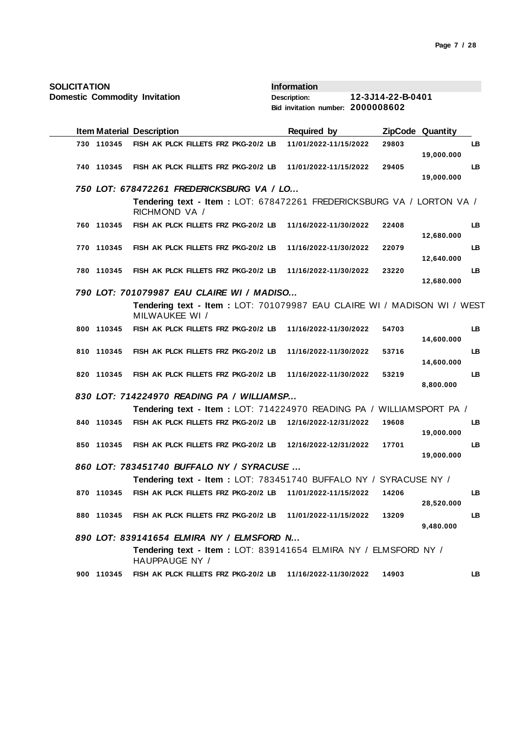**SOLICITATION**
**Domestic Commodity Invitation**

**Information**
**Description:** 12-3J14-22-B-0401
**Bid invitation number:** 2000008602

| Item | Material | Description | Required by | ZipCode | Quantity | |
|---|---|---|---|---|---|---|
| 730 | 110345 | FISH AK PLCK FILLETS FRZ PKG-20/2 LB | 11/01/2022-11/15/2022 | 29803 | 19,000.000 | LB |
| 740 | 110345 | FISH AK PLCK FILLETS FRZ PKG-20/2 LB | 11/01/2022-11/15/2022 | 29405 | 19,000.000 | LB |
| ***750*** | | ***LOT: 678472261 FREDERICKSBURG VA / LO...*** | | | | |
| | | **Tendering text - Item :** LOT: 678472261 FREDERICKSBURG VA / LORTON VA / RICHMOND VA / | | | | |
| 760 | 110345 | FISH AK PLCK FILLETS FRZ PKG-20/2 LB | 11/16/2022-11/30/2022 | 22408 | 12,680.000 | LB |
| 770 | 110345 | FISH AK PLCK FILLETS FRZ PKG-20/2 LB | 11/16/2022-11/30/2022 | 22079 | 12,640.000 | LB |
| 780 | 110345 | FISH AK PLCK FILLETS FRZ PKG-20/2 LB | 11/16/2022-11/30/2022 | 23220 | 12,680.000 | LB |
| ***790*** | | ***LOT: 701079987 EAU CLAIRE WI / MADISO...*** | | | | |
| | | **Tendering text - Item :** LOT: 701079987 EAU CLAIRE WI / MADISON WI / WEST MILWAUKEE WI / | | | | |
| 800 | 110345 | FISH AK PLCK FILLETS FRZ PKG-20/2 LB | 11/16/2022-11/30/2022 | 54703 | 14,600.000 | LB |
| 810 | 110345 | FISH AK PLCK FILLETS FRZ PKG-20/2 LB | 11/16/2022-11/30/2022 | 53716 | 14,600.000 | LB |
| 820 | 110345 | FISH AK PLCK FILLETS FRZ PKG-20/2 LB | 11/16/2022-11/30/2022 | 53219 | 8,800.000 | LB |
| ***830*** | | ***LOT: 714224970 READING PA / WILLIAMSP...*** | | | | |
| | | **Tendering text - Item :** LOT: 714224970 READING PA / WILLIAMSPORT PA / | | | | |
| 840 | 110345 | FISH AK PLCK FILLETS FRZ PKG-20/2 LB | 12/16/2022-12/31/2022 | 19608 | 19,000.000 | LB |
| 850 | 110345 | FISH AK PLCK FILLETS FRZ PKG-20/2 LB | 12/16/2022-12/31/2022 | 17701 | 19,000.000 | LB |
| ***860*** | | ***LOT: 783451740 BUFFALO NY / SYRACUSE ...*** | | | | |
| | | **Tendering text - Item :** LOT: 783451740 BUFFALO NY / SYRACUSE NY / | | | | |
| 870 | 110345 | FISH AK PLCK FILLETS FRZ PKG-20/2 LB | 11/01/2022-11/15/2022 | 14206 | 28,520.000 | LB |
| 880 | 110345 | FISH AK PLCK FILLETS FRZ PKG-20/2 LB | 11/01/2022-11/15/2022 | 13209 | 9,480.000 | LB |
| ***890*** | | ***LOT: 839141654 ELMIRA NY / ELMSFORD N...*** | | | | |
| | | **Tendering text - Item :** LOT: 839141654 ELMIRA NY / ELMSFORD NY / HAUPPAUGE NY / | | | | |
| 900 | 110345 | FISH AK PLCK FILLETS FRZ PKG-20/2 LB | 11/16/2022-11/30/2022 | 14903 | | LB |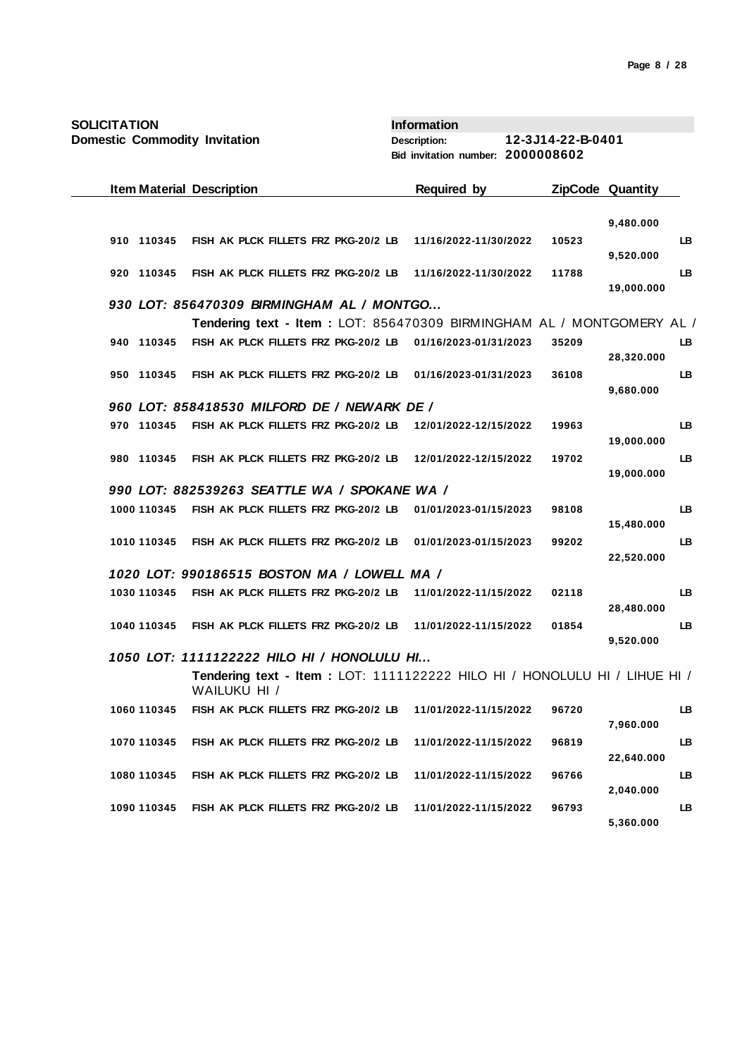**SOLICITATION**
**Domestic Commodity Invitation**

**Information**
**Description:** 12-3J14-22-B-0401
**Bid invitation number:** 2000008602

| Item | Material | Description | Required by | ZipCode | Quantity | |
|---|---|---|---|---|---|---|
| | | | | | 9,480.000 | |
| 910 | 110345 | FISH AK PLCK FILLETS FRZ PKG-20/2 LB | 11/16/2022-11/30/2022 | 10523 | 9,520.000 | LB |
| 920 | 110345 | FISH AK PLCK FILLETS FRZ PKG-20/2 LB | 11/16/2022-11/30/2022 | 11788 | 19,000.000 | LB |
| ***930*** | | ***LOT: 856470309 BIRMINGHAM AL / MONTGO...*** | | | | |
| | | **Tendering text - Item :** LOT: 856470309 BIRMINGHAM AL / MONTGOMERY AL / | | | | |
| 940 | 110345 | FISH AK PLCK FILLETS FRZ PKG-20/2 LB | 01/16/2023-01/31/2023 | 35209 | 28,320.000 | LB |
| 950 | 110345 | FISH AK PLCK FILLETS FRZ PKG-20/2 LB | 01/16/2023-01/31/2023 | 36108 | 9,680.000 | LB |
| ***960*** | | ***LOT: 858418530 MILFORD DE / NEWARK DE /*** | | | | |
| 970 | 110345 | FISH AK PLCK FILLETS FRZ PKG-20/2 LB | 12/01/2022-12/15/2022 | 19963 | 19,000.000 | LB |
| 980 | 110345 | FISH AK PLCK FILLETS FRZ PKG-20/2 LB | 12/01/2022-12/15/2022 | 19702 | 19,000.000 | LB |
| ***990*** | | ***LOT: 882539263 SEATTLE WA / SPOKANE WA /*** | | | | |
| 1000 | 110345 | FISH AK PLCK FILLETS FRZ PKG-20/2 LB | 01/01/2023-01/15/2023 | 98108 | 15,480.000 | LB |
| 1010 | 110345 | FISH AK PLCK FILLETS FRZ PKG-20/2 LB | 01/01/2023-01/15/2023 | 99202 | 22,520.000 | LB |
| ***1020*** | | ***LOT: 990186515 BOSTON MA / LOWELL MA /*** | | | | |
| 1030 | 110345 | FISH AK PLCK FILLETS FRZ PKG-20/2 LB | 11/01/2022-11/15/2022 | 02118 | 28,480.000 | LB |
| 1040 | 110345 | FISH AK PLCK FILLETS FRZ PKG-20/2 LB | 11/01/2022-11/15/2022 | 01854 | 9,520.000 | LB |
| ***1050*** | | ***LOT: 1111122222 HILO HI / HONOLULU HI...*** | | | | |
| | | **Tendering text - Item :** LOT: 1111122222 HILO HI / HONOLULU HI / LIHUE HI / WAILUKU HI / | | | | |
| 1060 | 110345 | FISH AK PLCK FILLETS FRZ PKG-20/2 LB | 11/01/2022-11/15/2022 | 96720 | 7,960.000 | LB |
| 1070 | 110345 | FISH AK PLCK FILLETS FRZ PKG-20/2 LB | 11/01/2022-11/15/2022 | 96819 | 22,640.000 | LB |
| 1080 | 110345 | FISH AK PLCK FILLETS FRZ PKG-20/2 LB | 11/01/2022-11/15/2022 | 96766 | 2,040.000 | LB |
| 1090 | 110345 | FISH AK PLCK FILLETS FRZ PKG-20/2 LB | 11/01/2022-11/15/2022 | 96793 | 5,360.000 | LB |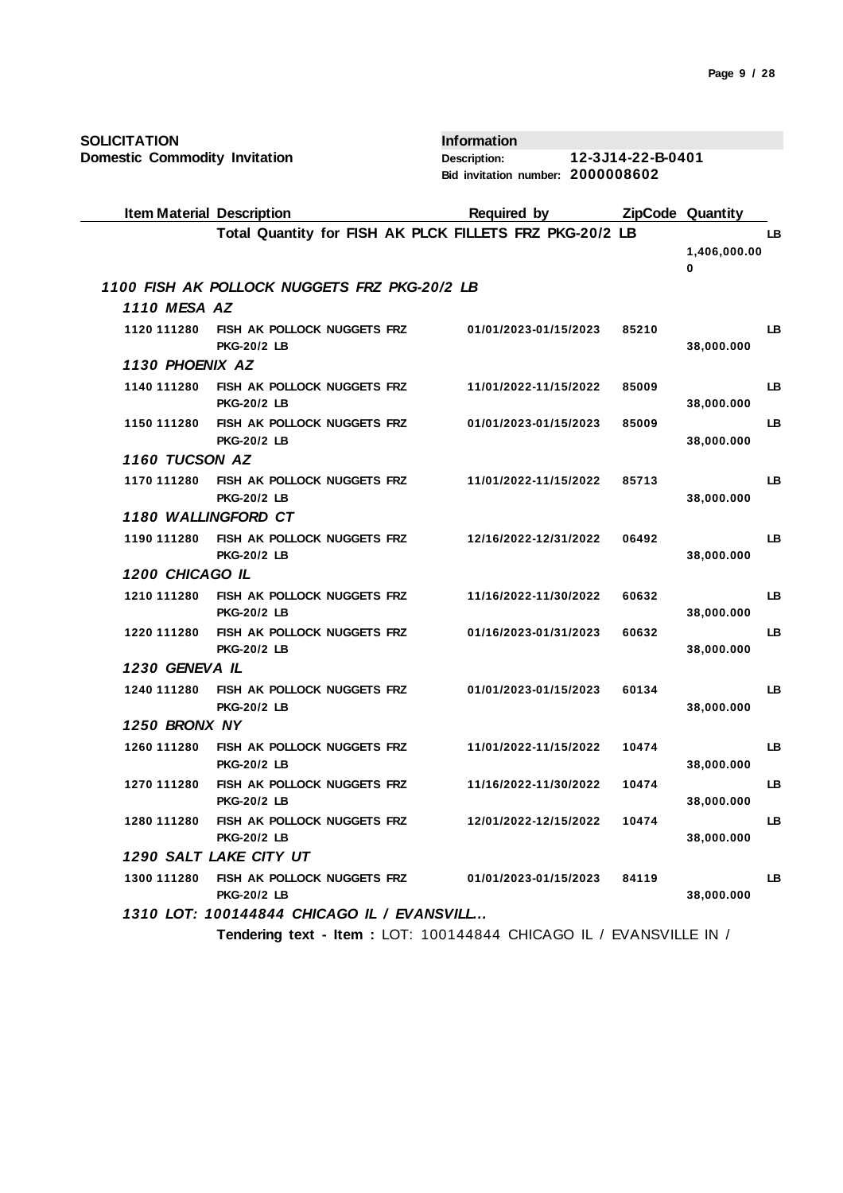**SOLICITATION**
**Domestic Commodity Invitation**

**Information**
**Description:** 12-3J14-22-B-0401
**Bid invitation number:** 2000008602

| Item | Material | Description | Required by | ZipCode | Quantity | |
|---|---|---|---|---|---|---|
| | | **Total Quantity for FISH AK PLCK FILLETS FRZ PKG-20/2 LB** | | | 1,406,000.000 | LB |
| ***1100 FISH AK POLLOCK NUGGETS FRZ PKG-20/2 LB*** | | | | | | |
| ***1110 MESA AZ*** | | | | | | |
| 1120 | 111280 | FISH AK POLLOCK NUGGETS FRZ PKG-20/2 LB | 01/01/2023-01/15/2023 | 85210 | 38,000.000 | LB |
| ***1130 PHOENIX AZ*** | | | | | | |
| 1140 | 111280 | FISH AK POLLOCK NUGGETS FRZ PKG-20/2 LB | 11/01/2022-11/15/2022 | 85009 | 38,000.000 | LB |
| 1150 | 111280 | FISH AK POLLOCK NUGGETS FRZ PKG-20/2 LB | 01/01/2023-01/15/2023 | 85009 | 38,000.000 | LB |
| ***1160 TUCSON AZ*** | | | | | | |
| 1170 | 111280 | FISH AK POLLOCK NUGGETS FRZ PKG-20/2 LB | 11/01/2022-11/15/2022 | 85713 | 38,000.000 | LB |
| ***1180 WALLINGFORD CT*** | | | | | | |
| 1190 | 111280 | FISH AK POLLOCK NUGGETS FRZ PKG-20/2 LB | 12/16/2022-12/31/2022 | 06492 | 38,000.000 | LB |
| ***1200 CHICAGO IL*** | | | | | | |
| 1210 | 111280 | FISH AK POLLOCK NUGGETS FRZ PKG-20/2 LB | 11/16/2022-11/30/2022 | 60632 | 38,000.000 | LB |
| 1220 | 111280 | FISH AK POLLOCK NUGGETS FRZ PKG-20/2 LB | 01/16/2023-01/31/2023 | 60632 | 38,000.000 | LB |
| ***1230 GENEVA IL*** | | | | | | |
| 1240 | 111280 | FISH AK POLLOCK NUGGETS FRZ PKG-20/2 LB | 01/01/2023-01/15/2023 | 60134 | 38,000.000 | LB |
| ***1250 BRONX NY*** | | | | | | |
| 1260 | 111280 | FISH AK POLLOCK NUGGETS FRZ PKG-20/2 LB | 11/01/2022-11/15/2022 | 10474 | 38,000.000 | LB |
| 1270 | 111280 | FISH AK POLLOCK NUGGETS FRZ PKG-20/2 LB | 11/16/2022-11/30/2022 | 10474 | 38,000.000 | LB |
| 1280 | 111280 | FISH AK POLLOCK NUGGETS FRZ PKG-20/2 LB | 12/01/2022-12/15/2022 | 10474 | 38,000.000 | LB |
| ***1290 SALT LAKE CITY UT*** | | | | | | |
| 1300 | 111280 | FISH AK POLLOCK NUGGETS FRZ PKG-20/2 LB | 01/01/2023-01/15/2023 | 84119 | 38,000.000 | LB |

***1310 LOT: 100144844 CHICAGO IL / EVANSVILL...***

**Tendering text - Item :** LOT: 100144844 CHICAGO IL / EVANSVILLE IN /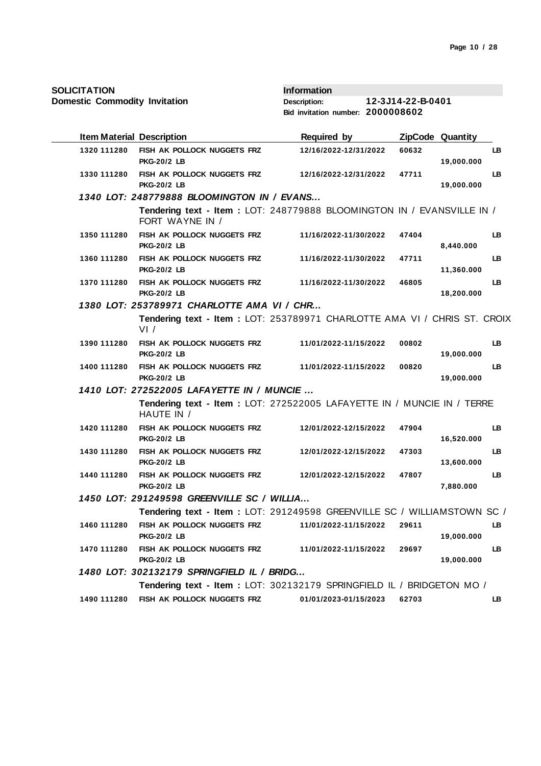**SOLICITATION**
**Domestic Commodity Invitation**

**Information**
**Description:** 12-3J14-22-B-0401
**Bid invitation number:** 2000008602

| Item | Material | Description | Required by | ZipCode | Quantity | |
|---|---|---|---|---|---|---|
| 1320 | 111280 | FISH AK POLLOCK NUGGETS FRZ PKG-20/2 LB | 12/16/2022-12/31/2022 | 60632 | 19,000.000 | LB |
| 1330 | 111280 | FISH AK POLLOCK NUGGETS FRZ PKG-20/2 LB | 12/16/2022-12/31/2022 | 47711 | 19,000.000 | LB |
| ***1340 LOT: 248779888 BLOOMINGTON IN / EVANS...*** | | | | | | |
| | | **Tendering text - Item :** LOT: 248779888 BLOOMINGTON IN / EVANSVILLE IN / FORT WAYNE IN / | | | | |
| 1350 | 111280 | FISH AK POLLOCK NUGGETS FRZ PKG-20/2 LB | 11/16/2022-11/30/2022 | 47404 | 8,440.000 | LB |
| 1360 | 111280 | FISH AK POLLOCK NUGGETS FRZ PKG-20/2 LB | 11/16/2022-11/30/2022 | 47711 | 11,360.000 | LB |
| 1370 | 111280 | FISH AK POLLOCK NUGGETS FRZ PKG-20/2 LB | 11/16/2022-11/30/2022 | 46805 | 18,200.000 | LB |
| ***1380 LOT: 253789971 CHARLOTTE AMA VI / CHR...*** | | | | | | |
| | | **Tendering text - Item :** LOT: 253789971 CHARLOTTE AMA VI / CHRIS ST. CROIX VI / | | | | |
| 1390 | 111280 | FISH AK POLLOCK NUGGETS FRZ PKG-20/2 LB | 11/01/2022-11/15/2022 | 00802 | 19,000.000 | LB |
| 1400 | 111280 | FISH AK POLLOCK NUGGETS FRZ PKG-20/2 LB | 11/01/2022-11/15/2022 | 00820 | 19,000.000 | LB |
| ***1410 LOT: 272522005 LAFAYETTE IN / MUNCIE ...*** | | | | | | |
| | | **Tendering text - Item :** LOT: 272522005 LAFAYETTE IN / MUNCIE IN / TERRE HAUTE IN / | | | | |
| 1420 | 111280 | FISH AK POLLOCK NUGGETS FRZ PKG-20/2 LB | 12/01/2022-12/15/2022 | 47904 | 16,520.000 | LB |
| 1430 | 111280 | FISH AK POLLOCK NUGGETS FRZ PKG-20/2 LB | 12/01/2022-12/15/2022 | 47303 | 13,600.000 | LB |
| 1440 | 111280 | FISH AK POLLOCK NUGGETS FRZ PKG-20/2 LB | 12/01/2022-12/15/2022 | 47807 | 7,880.000 | LB |
| ***1450 LOT: 291249598 GREENVILLE SC / WILLIA...*** | | | | | | |
| | | **Tendering text - Item :** LOT: 291249598 GREENVILLE SC / WILLIAMSTOWN SC / | | | | |
| 1460 | 111280 | FISH AK POLLOCK NUGGETS FRZ PKG-20/2 LB | 11/01/2022-11/15/2022 | 29611 | 19,000.000 | LB |
| 1470 | 111280 | FISH AK POLLOCK NUGGETS FRZ PKG-20/2 LB | 11/01/2022-11/15/2022 | 29697 | 19,000.000 | LB |
| ***1480 LOT: 302132179 SPRINGFIELD IL / BRIDG...*** | | | | | | |
| | | **Tendering text - Item :** LOT: 302132179 SPRINGFIELD IL / BRIDGETON MO / | | | | |
| 1490 | 111280 | FISH AK POLLOCK NUGGETS FRZ | 01/01/2023-01/15/2023 | 62703 | | LB |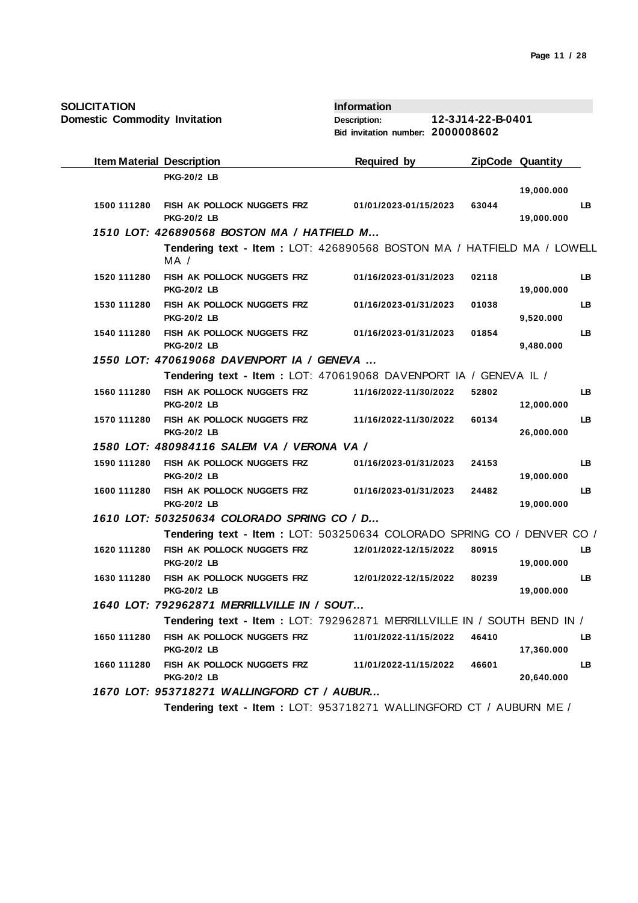**SOLICITATION**
**Domestic Commodity Invitation**

**Information**
**Description:** 12-3J14-22-B-0401
**Bid invitation number:** 2000008602

| Item | Material | Description | Required by | ZipCode | Quantity | |
|---|---|---|---|---|---|---|
| | | PKG-20/2 LB | | | 19,000.000 | |
| 1500 | 111280 | FISH AK POLLOCK NUGGETS FRZ PKG-20/2 LB | 01/01/2023-01/15/2023 | 63044 | 19,000.000 | LB |
| **1510 LOT: 426890568 BOSTON MA / HATFIELD M...** | | | | | | |
| | | **Tendering text - Item :** LOT: 426890568 BOSTON MA / HATFIELD MA / LOWELL MA / | | | | |
| 1520 | 111280 | FISH AK POLLOCK NUGGETS FRZ PKG-20/2 LB | 01/16/2023-01/31/2023 | 02118 | 19,000.000 | LB |
| 1530 | 111280 | FISH AK POLLOCK NUGGETS FRZ PKG-20/2 LB | 01/16/2023-01/31/2023 | 01038 | 9,520.000 | LB |
| 1540 | 111280 | FISH AK POLLOCK NUGGETS FRZ PKG-20/2 LB | 01/16/2023-01/31/2023 | 01854 | 9,480.000 | LB |
| **1550 LOT: 470619068 DAVENPORT IA / GENEVA ...** | | | | | | |
| | | **Tendering text - Item :** LOT: 470619068 DAVENPORT IA / GENEVA IL / | | | | |
| 1560 | 111280 | FISH AK POLLOCK NUGGETS FRZ PKG-20/2 LB | 11/16/2022-11/30/2022 | 52802 | 12,000.000 | LB |
| 1570 | 111280 | FISH AK POLLOCK NUGGETS FRZ PKG-20/2 LB | 11/16/2022-11/30/2022 | 60134 | 26,000.000 | LB |
| **1580 LOT: 480984116 SALEM VA / VERONA VA /** | | | | | | |
| 1590 | 111280 | FISH AK POLLOCK NUGGETS FRZ PKG-20/2 LB | 01/16/2023-01/31/2023 | 24153 | 19,000.000 | LB |
| 1600 | 111280 | FISH AK POLLOCK NUGGETS FRZ PKG-20/2 LB | 01/16/2023-01/31/2023 | 24482 | 19,000.000 | LB |
| **1610 LOT: 503250634 COLORADO SPRING CO / D...** | | | | | | |
| | | **Tendering text - Item :** LOT: 503250634 COLORADO SPRING CO / DENVER CO / | | | | |
| 1620 | 111280 | FISH AK POLLOCK NUGGETS FRZ PKG-20/2 LB | 12/01/2022-12/15/2022 | 80915 | 19,000.000 | LB |
| 1630 | 111280 | FISH AK POLLOCK NUGGETS FRZ PKG-20/2 LB | 12/01/2022-12/15/2022 | 80239 | 19,000.000 | LB |
| **1640 LOT: 792962871 MERRILLVILLE IN / SOUT...** | | | | | | |
| | | **Tendering text - Item :** LOT: 792962871 MERRILLVILLE IN / SOUTH BEND IN / | | | | |
| 1650 | 111280 | FISH AK POLLOCK NUGGETS FRZ PKG-20/2 LB | 11/01/2022-11/15/2022 | 46410 | 17,360.000 | LB |
| 1660 | 111280 | FISH AK POLLOCK NUGGETS FRZ PKG-20/2 LB | 11/01/2022-11/15/2022 | 46601 | 20,640.000 | LB |
| **1670 LOT: 953718271 WALLINGFORD CT / AUBUR...** | | | | | | |
| | | **Tendering text - Item :** LOT: 953718271 WALLINGFORD CT / AUBURN ME / | | | | |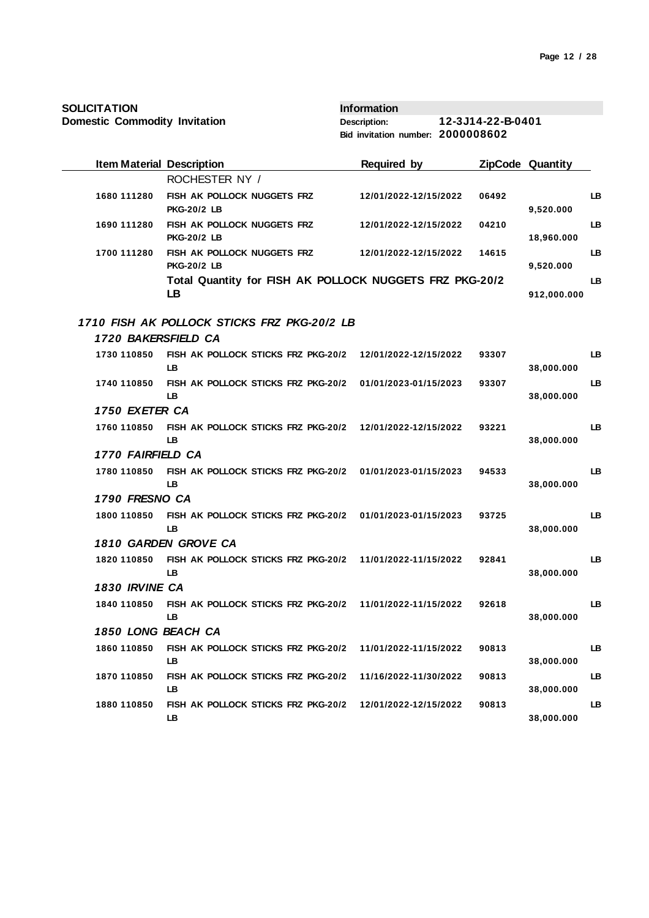**SOLICITATION**
**Domestic Commodity Invitation**

**Information**
**Description:** 12-3J14-22-B-0401
**Bid invitation number:** 2000008602

| Item | Material | Description | Required by | ZipCode | Quantity | |
|---|---|---|---|---|---|---|
| | | ROCHESTER NY / | | | | |
| 1680 | 111280 | FISH AK POLLOCK NUGGETS FRZ PKG-20/2 LB | 12/01/2022-12/15/2022 | 06492 | 9,520.000 | LB |
| 1690 | 111280 | FISH AK POLLOCK NUGGETS FRZ PKG-20/2 LB | 12/01/2022-12/15/2022 | 04210 | 18,960.000 | LB |
| 1700 | 111280 | FISH AK POLLOCK NUGGETS FRZ PKG-20/2 LB | 12/01/2022-12/15/2022 | 14615 | 9,520.000 | LB |
| | | **Total Quantity for FISH AK POLLOCK NUGGETS FRZ PKG-20/2 LB** | | | 912,000.000 | LB |
| ***1710*** | | ***FISH AK POLLOCK STICKS FRZ PKG-20/2 LB*** | | | | |
| ***1720*** | | ***BAKERSFIELD CA*** | | | | |
| 1730 | 110850 | FISH AK POLLOCK STICKS FRZ PKG-20/2 LB | 12/01/2022-12/15/2022 | 93307 | 38,000.000 | LB |
| 1740 | 110850 | FISH AK POLLOCK STICKS FRZ PKG-20/2 LB | 01/01/2023-01/15/2023 | 93307 | 38,000.000 | LB |
| ***1750*** | | ***EXETER CA*** | | | | |
| 1760 | 110850 | FISH AK POLLOCK STICKS FRZ PKG-20/2 LB | 12/01/2022-12/15/2022 | 93221 | 38,000.000 | LB |
| ***1770*** | | ***FAIRFIELD CA*** | | | | |
| 1780 | 110850 | FISH AK POLLOCK STICKS FRZ PKG-20/2 LB | 01/01/2023-01/15/2023 | 94533 | 38,000.000 | LB |
| ***1790*** | | ***FRESNO CA*** | | | | |
| 1800 | 110850 | FISH AK POLLOCK STICKS FRZ PKG-20/2 LB | 01/01/2023-01/15/2023 | 93725 | 38,000.000 | LB |
| ***1810*** | | ***GARDEN GROVE CA*** | | | | |
| 1820 | 110850 | FISH AK POLLOCK STICKS FRZ PKG-20/2 LB | 11/01/2022-11/15/2022 | 92841 | 38,000.000 | LB |
| ***1830*** | | ***IRVINE CA*** | | | | |
| 1840 | 110850 | FISH AK POLLOCK STICKS FRZ PKG-20/2 LB | 11/01/2022-11/15/2022 | 92618 | 38,000.000 | LB |
| ***1850*** | | ***LONG BEACH CA*** | | | | |
| 1860 | 110850 | FISH AK POLLOCK STICKS FRZ PKG-20/2 LB | 11/01/2022-11/15/2022 | 90813 | 38,000.000 | LB |
| 1870 | 110850 | FISH AK POLLOCK STICKS FRZ PKG-20/2 LB | 11/16/2022-11/30/2022 | 90813 | 38,000.000 | LB |
| 1880 | 110850 | FISH AK POLLOCK STICKS FRZ PKG-20/2 LB | 12/01/2022-12/15/2022 | 90813 | 38,000.000 | LB |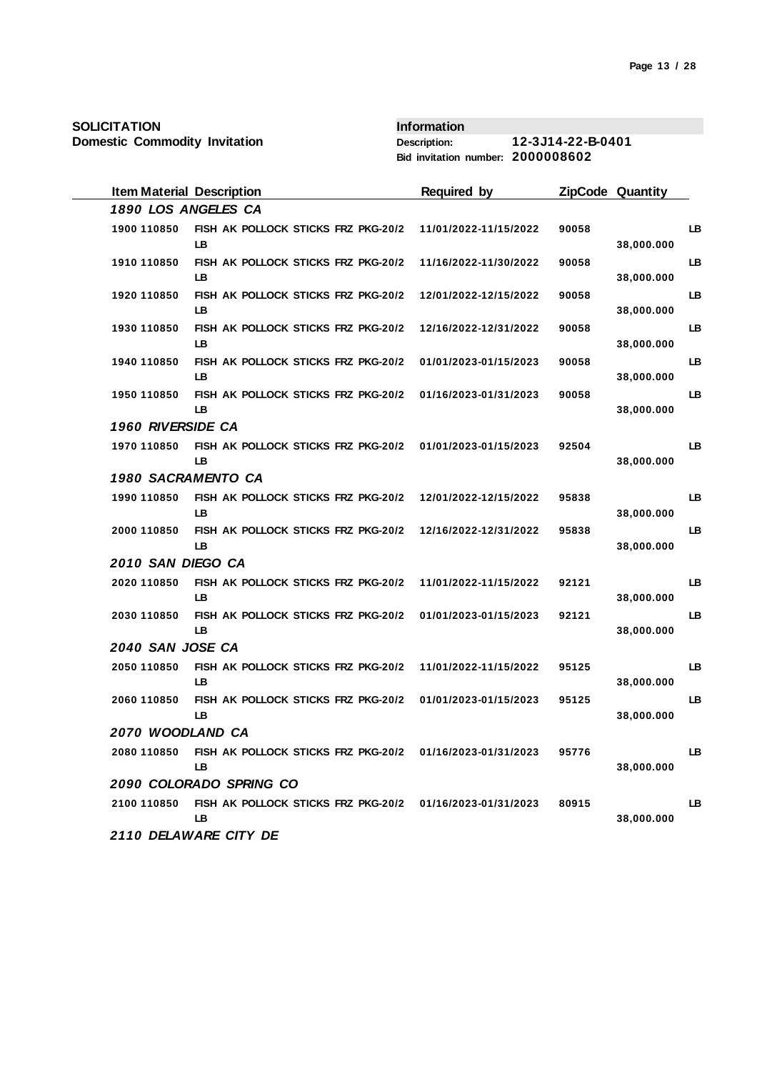**SOLICITATION**
**Domestic Commodity Invitation**

**Information**
**Description:** 12-3J14-22-B-0401
**Bid invitation number:** 2000008602

| Item | Material | Description | Required by | ZipCode | Quantity | |
|---|---|---|---|---|---|---|
| ***1890 LOS ANGELES CA*** | | | | | | |
| 1900 | 110850 | FISH AK POLLOCK STICKS FRZ PKG-20/2 LB | 11/01/2022-11/15/2022 | 90058 | 38,000.000 | LB |
| 1910 | 110850 | FISH AK POLLOCK STICKS FRZ PKG-20/2 LB | 11/16/2022-11/30/2022 | 90058 | 38,000.000 | LB |
| 1920 | 110850 | FISH AK POLLOCK STICKS FRZ PKG-20/2 LB | 12/01/2022-12/15/2022 | 90058 | 38,000.000 | LB |
| 1930 | 110850 | FISH AK POLLOCK STICKS FRZ PKG-20/2 LB | 12/16/2022-12/31/2022 | 90058 | 38,000.000 | LB |
| 1940 | 110850 | FISH AK POLLOCK STICKS FRZ PKG-20/2 LB | 01/01/2023-01/15/2023 | 90058 | 38,000.000 | LB |
| 1950 | 110850 | FISH AK POLLOCK STICKS FRZ PKG-20/2 LB | 01/16/2023-01/31/2023 | 90058 | 38,000.000 | LB |
| ***1960 RIVERSIDE CA*** | | | | | | |
| 1970 | 110850 | FISH AK POLLOCK STICKS FRZ PKG-20/2 LB | 01/01/2023-01/15/2023 | 92504 | 38,000.000 | LB |
| ***1980 SACRAMENTO CA*** | | | | | | |
| 1990 | 110850 | FISH AK POLLOCK STICKS FRZ PKG-20/2 LB | 12/01/2022-12/15/2022 | 95838 | 38,000.000 | LB |
| 2000 | 110850 | FISH AK POLLOCK STICKS FRZ PKG-20/2 LB | 12/16/2022-12/31/2022 | 95838 | 38,000.000 | LB |
| ***2010 SAN DIEGO CA*** | | | | | | |
| 2020 | 110850 | FISH AK POLLOCK STICKS FRZ PKG-20/2 LB | 11/01/2022-11/15/2022 | 92121 | 38,000.000 | LB |
| 2030 | 110850 | FISH AK POLLOCK STICKS FRZ PKG-20/2 LB | 01/01/2023-01/15/2023 | 92121 | 38,000.000 | LB |
| ***2040 SAN JOSE CA*** | | | | | | |
| 2050 | 110850 | FISH AK POLLOCK STICKS FRZ PKG-20/2 LB | 11/01/2022-11/15/2022 | 95125 | 38,000.000 | LB |
| 2060 | 110850 | FISH AK POLLOCK STICKS FRZ PKG-20/2 LB | 01/01/2023-01/15/2023 | 95125 | 38,000.000 | LB |
| ***2070 WOODLAND CA*** | | | | | | |
| 2080 | 110850 | FISH AK POLLOCK STICKS FRZ PKG-20/2 LB | 01/16/2023-01/31/2023 | 95776 | 38,000.000 | LB |
| ***2090 COLORADO SPRING CO*** | | | | | | |
| 2100 | 110850 | FISH AK POLLOCK STICKS FRZ PKG-20/2 LB | 01/16/2023-01/31/2023 | 80915 | 38,000.000 | LB |
| ***2110 DELAWARE CITY DE*** | | | | | | |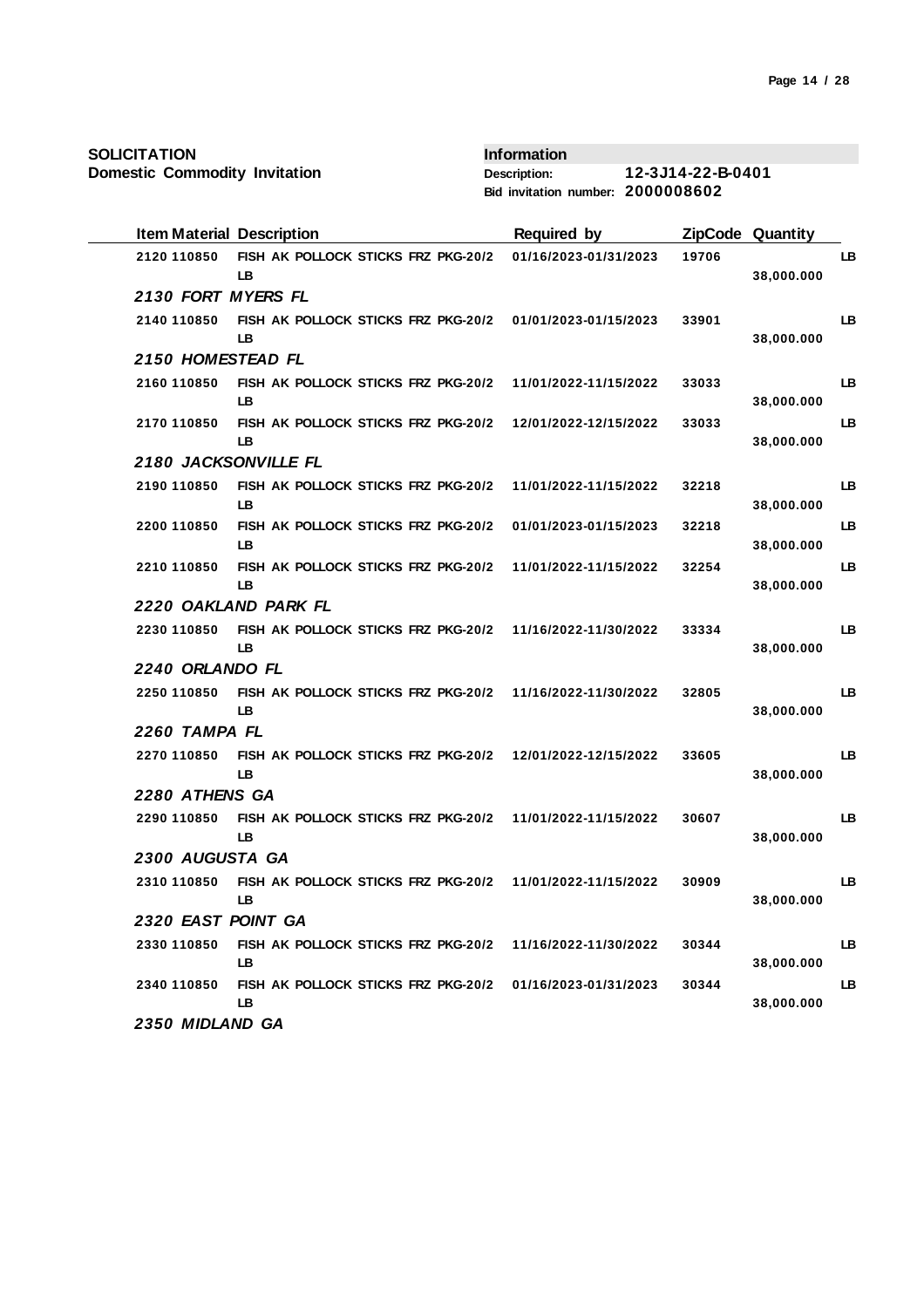**SOLICITATION**
**Domestic Commodity Invitation**

**Information**
**Description:** 12-3J14-22-B-0401
**Bid invitation number:** 2000008602

| Item | Material | Description | Required by | ZipCode | Quantity | |
|---|---|---|---|---|---|---|
| 2120 | 110850 | FISH AK POLLOCK STICKS FRZ PKG-20/2 LB | 01/16/2023-01/31/2023 | 19706 | 38,000.000 | LB |
| *2130 FORT MYERS FL* | | | | | | |
| 2140 | 110850 | FISH AK POLLOCK STICKS FRZ PKG-20/2 LB | 01/01/2023-01/15/2023 | 33901 | 38,000.000 | LB |
| *2150 HOMESTEAD FL* | | | | | | |
| 2160 | 110850 | FISH AK POLLOCK STICKS FRZ PKG-20/2 LB | 11/01/2022-11/15/2022 | 33033 | 38,000.000 | LB |
| 2170 | 110850 | FISH AK POLLOCK STICKS FRZ PKG-20/2 LB | 12/01/2022-12/15/2022 | 33033 | 38,000.000 | LB |
| *2180 JACKSONVILLE FL* | | | | | | |
| 2190 | 110850 | FISH AK POLLOCK STICKS FRZ PKG-20/2 LB | 11/01/2022-11/15/2022 | 32218 | 38,000.000 | LB |
| 2200 | 110850 | FISH AK POLLOCK STICKS FRZ PKG-20/2 LB | 01/01/2023-01/15/2023 | 32218 | 38,000.000 | LB |
| 2210 | 110850 | FISH AK POLLOCK STICKS FRZ PKG-20/2 LB | 11/01/2022-11/15/2022 | 32254 | 38,000.000 | LB |
| *2220 OAKLAND PARK FL* | | | | | | |
| 2230 | 110850 | FISH AK POLLOCK STICKS FRZ PKG-20/2 LB | 11/16/2022-11/30/2022 | 33334 | 38,000.000 | LB |
| *2240 ORLANDO FL* | | | | | | |
| 2250 | 110850 | FISH AK POLLOCK STICKS FRZ PKG-20/2 LB | 11/16/2022-11/30/2022 | 32805 | 38,000.000 | LB |
| *2260 TAMPA FL* | | | | | | |
| 2270 | 110850 | FISH AK POLLOCK STICKS FRZ PKG-20/2 LB | 12/01/2022-12/15/2022 | 33605 | 38,000.000 | LB |
| *2280 ATHENS GA* | | | | | | |
| 2290 | 110850 | FISH AK POLLOCK STICKS FRZ PKG-20/2 LB | 11/01/2022-11/15/2022 | 30607 | 38,000.000 | LB |
| *2300 AUGUSTA GA* | | | | | | |
| 2310 | 110850 | FISH AK POLLOCK STICKS FRZ PKG-20/2 LB | 11/01/2022-11/15/2022 | 30909 | 38,000.000 | LB |
| *2320 EAST POINT GA* | | | | | | |
| 2330 | 110850 | FISH AK POLLOCK STICKS FRZ PKG-20/2 LB | 11/16/2022-11/30/2022 | 30344 | 38,000.000 | LB |
| 2340 | 110850 | FISH AK POLLOCK STICKS FRZ PKG-20/2 LB | 01/16/2023-01/31/2023 | 30344 | 38,000.000 | LB |
| *2350 MIDLAND GA* | | | | | | |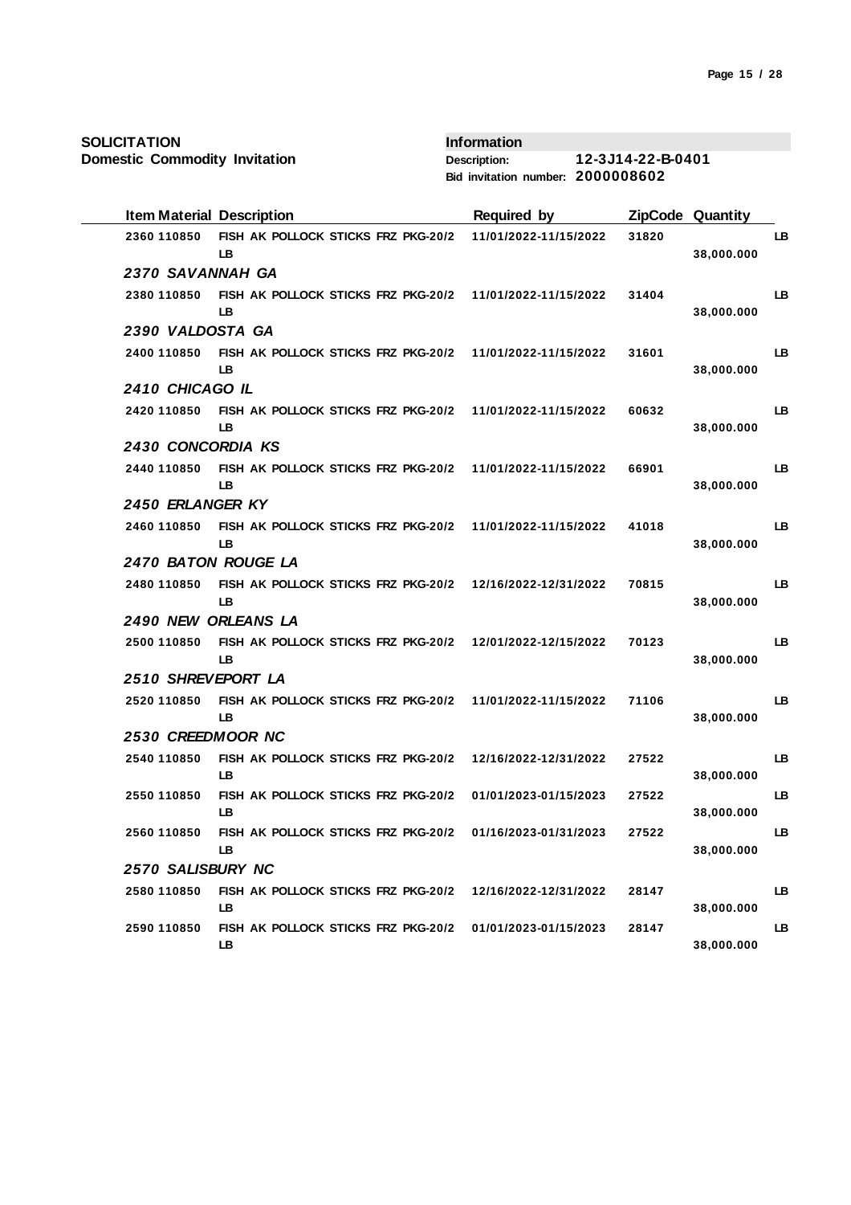**SOLICITATION**
**Domestic Commodity Invitation**

**Information**
**Description:** 12-3J14-22-B-0401
**Bid invitation number:** 2000008602

| Item | Material | Description | Required by | ZipCode | Quantity | |
|---|---|---|---|---|---|---|
| 2360 | 110850 | FISH AK POLLOCK STICKS FRZ PKG-20/2 LB | 11/01/2022-11/15/2022 | 31820 | 38,000.000 | LB |
| *2370 SAVANNAH GA* | | | | | | |
| 2380 | 110850 | FISH AK POLLOCK STICKS FRZ PKG-20/2 LB | 11/01/2022-11/15/2022 | 31404 | 38,000.000 | LB |
| *2390 VALDOSTA GA* | | | | | | |
| 2400 | 110850 | FISH AK POLLOCK STICKS FRZ PKG-20/2 LB | 11/01/2022-11/15/2022 | 31601 | 38,000.000 | LB |
| *2410 CHICAGO IL* | | | | | | |
| 2420 | 110850 | FISH AK POLLOCK STICKS FRZ PKG-20/2 LB | 11/01/2022-11/15/2022 | 60632 | 38,000.000 | LB |
| *2430 CONCORDIA KS* | | | | | | |
| 2440 | 110850 | FISH AK POLLOCK STICKS FRZ PKG-20/2 LB | 11/01/2022-11/15/2022 | 66901 | 38,000.000 | LB |
| *2450 ERLANGER KY* | | | | | | |
| 2460 | 110850 | FISH AK POLLOCK STICKS FRZ PKG-20/2 LB | 11/01/2022-11/15/2022 | 41018 | 38,000.000 | LB |
| *2470 BATON ROUGE LA* | | | | | | |
| 2480 | 110850 | FISH AK POLLOCK STICKS FRZ PKG-20/2 LB | 12/16/2022-12/31/2022 | 70815 | 38,000.000 | LB |
| *2490 NEW ORLEANS LA* | | | | | | |
| 2500 | 110850 | FISH AK POLLOCK STICKS FRZ PKG-20/2 LB | 12/01/2022-12/15/2022 | 70123 | 38,000.000 | LB |
| *2510 SHREVEPORT LA* | | | | | | |
| 2520 | 110850 | FISH AK POLLOCK STICKS FRZ PKG-20/2 LB | 11/01/2022-11/15/2022 | 71106 | 38,000.000 | LB |
| *2530 CREEDMOOR NC* | | | | | | |
| 2540 | 110850 | FISH AK POLLOCK STICKS FRZ PKG-20/2 LB | 12/16/2022-12/31/2022 | 27522 | 38,000.000 | LB |
| 2550 | 110850 | FISH AK POLLOCK STICKS FRZ PKG-20/2 LB | 01/01/2023-01/15/2023 | 27522 | 38,000.000 | LB |
| 2560 | 110850 | FISH AK POLLOCK STICKS FRZ PKG-20/2 LB | 01/16/2023-01/31/2023 | 27522 | 38,000.000 | LB |
| *2570 SALISBURY NC* | | | | | | |
| 2580 | 110850 | FISH AK POLLOCK STICKS FRZ PKG-20/2 LB | 12/16/2022-12/31/2022 | 28147 | 38,000.000 | LB |
| 2590 | 110850 | FISH AK POLLOCK STICKS FRZ PKG-20/2 LB | 01/01/2023-01/15/2023 | 28147 | 38,000.000 | LB |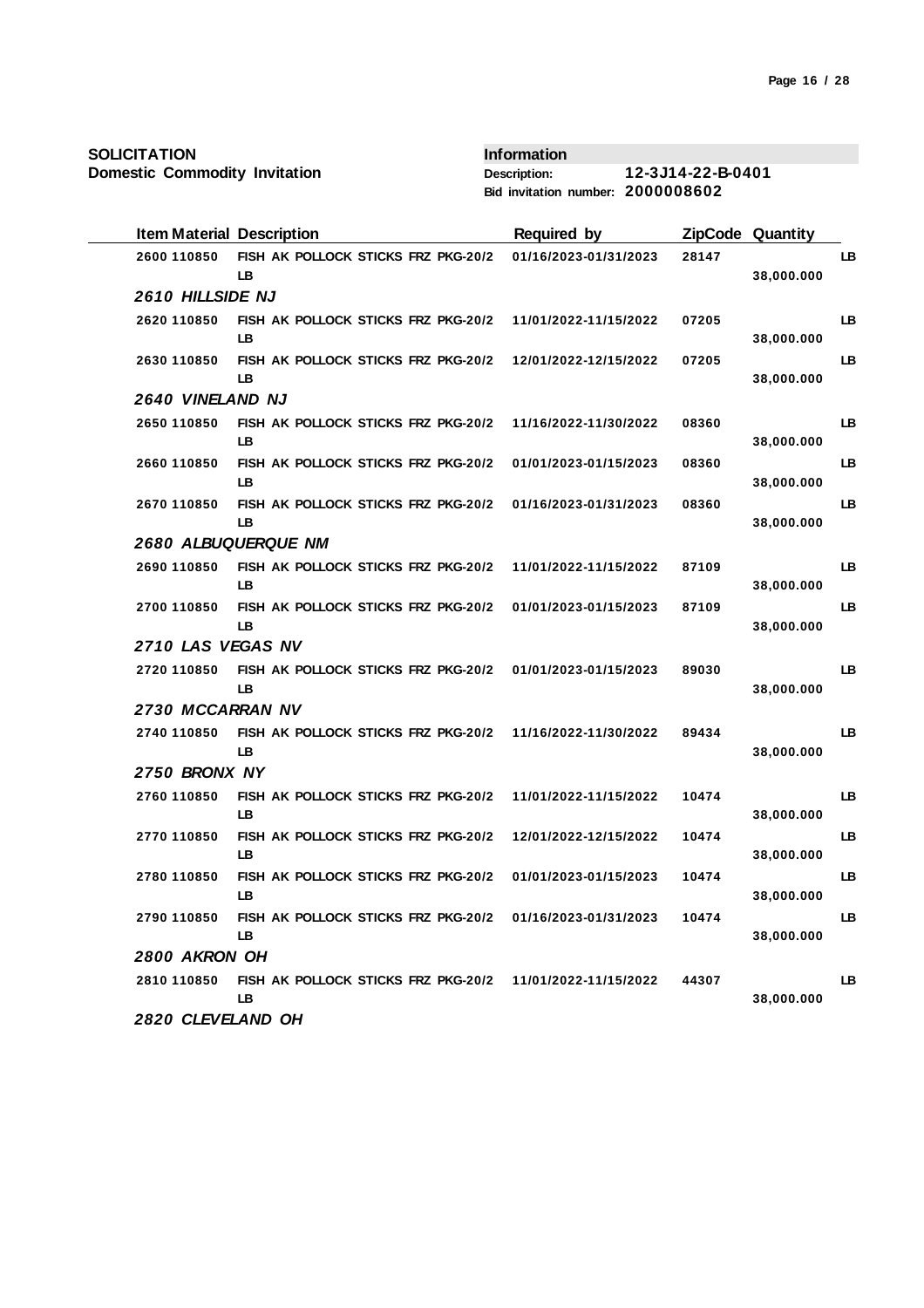**SOLICITATION**
**Domestic Commodity Invitation**

**Information**
**Description:** 12-3J14-22-B-0401
**Bid invitation number:** 2000008602

| Item | Material | Description | Required by | ZipCode | Quantity | |
|---|---|---|---|---|---|---|
| 2600 | 110850 | FISH AK POLLOCK STICKS FRZ PKG-20/2 LB | 01/16/2023-01/31/2023 | 28147 | 38,000.000 | LB |
| ***2610 HILLSIDE NJ*** | | | | | | |
| 2620 | 110850 | FISH AK POLLOCK STICKS FRZ PKG-20/2 LB | 11/01/2022-11/15/2022 | 07205 | 38,000.000 | LB |
| 2630 | 110850 | FISH AK POLLOCK STICKS FRZ PKG-20/2 LB | 12/01/2022-12/15/2022 | 07205 | 38,000.000 | LB |
| ***2640 VINELAND NJ*** | | | | | | |
| 2650 | 110850 | FISH AK POLLOCK STICKS FRZ PKG-20/2 LB | 11/16/2022-11/30/2022 | 08360 | 38,000.000 | LB |
| 2660 | 110850 | FISH AK POLLOCK STICKS FRZ PKG-20/2 LB | 01/01/2023-01/15/2023 | 08360 | 38,000.000 | LB |
| 2670 | 110850 | FISH AK POLLOCK STICKS FRZ PKG-20/2 LB | 01/16/2023-01/31/2023 | 08360 | 38,000.000 | LB |
| ***2680 ALBUQUERQUE NM*** | | | | | | |
| 2690 | 110850 | FISH AK POLLOCK STICKS FRZ PKG-20/2 LB | 11/01/2022-11/15/2022 | 87109 | 38,000.000 | LB |
| 2700 | 110850 | FISH AK POLLOCK STICKS FRZ PKG-20/2 LB | 01/01/2023-01/15/2023 | 87109 | 38,000.000 | LB |
| ***2710 LAS VEGAS NV*** | | | | | | |
| 2720 | 110850 | FISH AK POLLOCK STICKS FRZ PKG-20/2 LB | 01/01/2023-01/15/2023 | 89030 | 38,000.000 | LB |
| ***2730 MCCARRAN NV*** | | | | | | |
| 2740 | 110850 | FISH AK POLLOCK STICKS FRZ PKG-20/2 LB | 11/16/2022-11/30/2022 | 89434 | 38,000.000 | LB |
| ***2750 BRONX NY*** | | | | | | |
| 2760 | 110850 | FISH AK POLLOCK STICKS FRZ PKG-20/2 LB | 11/01/2022-11/15/2022 | 10474 | 38,000.000 | LB |
| 2770 | 110850 | FISH AK POLLOCK STICKS FRZ PKG-20/2 LB | 12/01/2022-12/15/2022 | 10474 | 38,000.000 | LB |
| 2780 | 110850 | FISH AK POLLOCK STICKS FRZ PKG-20/2 LB | 01/01/2023-01/15/2023 | 10474 | 38,000.000 | LB |
| 2790 | 110850 | FISH AK POLLOCK STICKS FRZ PKG-20/2 LB | 01/16/2023-01/31/2023 | 10474 | 38,000.000 | LB |
| ***2800 AKRON OH*** | | | | | | |
| 2810 | 110850 | FISH AK POLLOCK STICKS FRZ PKG-20/2 LB | 11/01/2022-11/15/2022 | 44307 | 38,000.000 | LB |
| ***2820 CLEVELAND OH*** | | | | | | |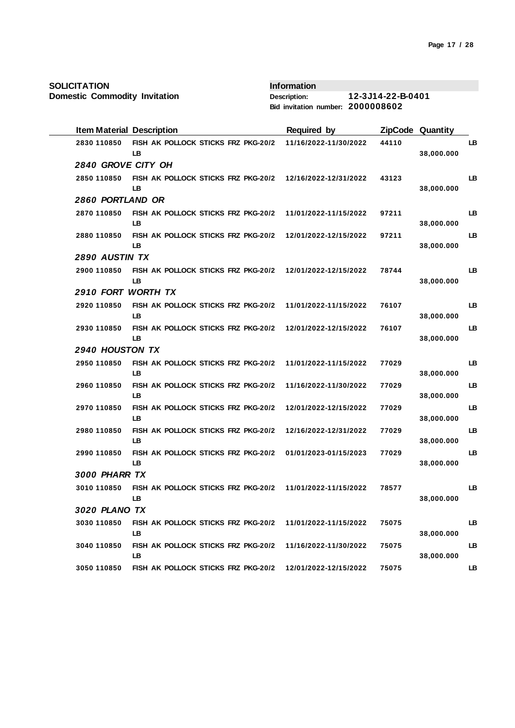**SOLICITATION**
**Domestic Commodity Invitation**

**Information**
**Description:** 12-3J14-22-B-0401
**Bid invitation number:** 2000008602

| Item | Material | Description | Required by | ZipCode | Quantity | |
|---|---|---|---|---|---|---|
| 2830 | 110850 | FISH AK POLLOCK STICKS FRZ PKG-20/2 LB | 11/16/2022-11/30/2022 | 44110 | 38,000.000 | LB |
| ***2840 GROVE CITY OH*** | | | | | | |
| 2850 | 110850 | FISH AK POLLOCK STICKS FRZ PKG-20/2 LB | 12/16/2022-12/31/2022 | 43123 | 38,000.000 | LB |
| ***2860 PORTLAND OR*** | | | | | | |
| 2870 | 110850 | FISH AK POLLOCK STICKS FRZ PKG-20/2 LB | 11/01/2022-11/15/2022 | 97211 | 38,000.000 | LB |
| 2880 | 110850 | FISH AK POLLOCK STICKS FRZ PKG-20/2 LB | 12/01/2022-12/15/2022 | 97211 | 38,000.000 | LB |
| ***2890 AUSTIN TX*** | | | | | | |
| 2900 | 110850 | FISH AK POLLOCK STICKS FRZ PKG-20/2 LB | 12/01/2022-12/15/2022 | 78744 | 38,000.000 | LB |
| ***2910 FORT WORTH TX*** | | | | | | |
| 2920 | 110850 | FISH AK POLLOCK STICKS FRZ PKG-20/2 LB | 11/01/2022-11/15/2022 | 76107 | 38,000.000 | LB |
| 2930 | 110850 | FISH AK POLLOCK STICKS FRZ PKG-20/2 LB | 12/01/2022-12/15/2022 | 76107 | 38,000.000 | LB |
| ***2940 HOUSTON TX*** | | | | | | |
| 2950 | 110850 | FISH AK POLLOCK STICKS FRZ PKG-20/2 LB | 11/01/2022-11/15/2022 | 77029 | 38,000.000 | LB |
| 2960 | 110850 | FISH AK POLLOCK STICKS FRZ PKG-20/2 LB | 11/16/2022-11/30/2022 | 77029 | 38,000.000 | LB |
| 2970 | 110850 | FISH AK POLLOCK STICKS FRZ PKG-20/2 LB | 12/01/2022-12/15/2022 | 77029 | 38,000.000 | LB |
| 2980 | 110850 | FISH AK POLLOCK STICKS FRZ PKG-20/2 LB | 12/16/2022-12/31/2022 | 77029 | 38,000.000 | LB |
| 2990 | 110850 | FISH AK POLLOCK STICKS FRZ PKG-20/2 LB | 01/01/2023-01/15/2023 | 77029 | 38,000.000 | LB |
| ***3000 PHARR TX*** | | | | | | |
| 3010 | 110850 | FISH AK POLLOCK STICKS FRZ PKG-20/2 LB | 11/01/2022-11/15/2022 | 78577 | 38,000.000 | LB |
| ***3020 PLANO TX*** | | | | | | |
| 3030 | 110850 | FISH AK POLLOCK STICKS FRZ PKG-20/2 LB | 11/01/2022-11/15/2022 | 75075 | 38,000.000 | LB |
| 3040 | 110850 | FISH AK POLLOCK STICKS FRZ PKG-20/2 LB | 11/16/2022-11/30/2022 | 75075 | 38,000.000 | LB |
| 3050 | 110850 | FISH AK POLLOCK STICKS FRZ PKG-20/2 | 12/01/2022-12/15/2022 | 75075 | | LB |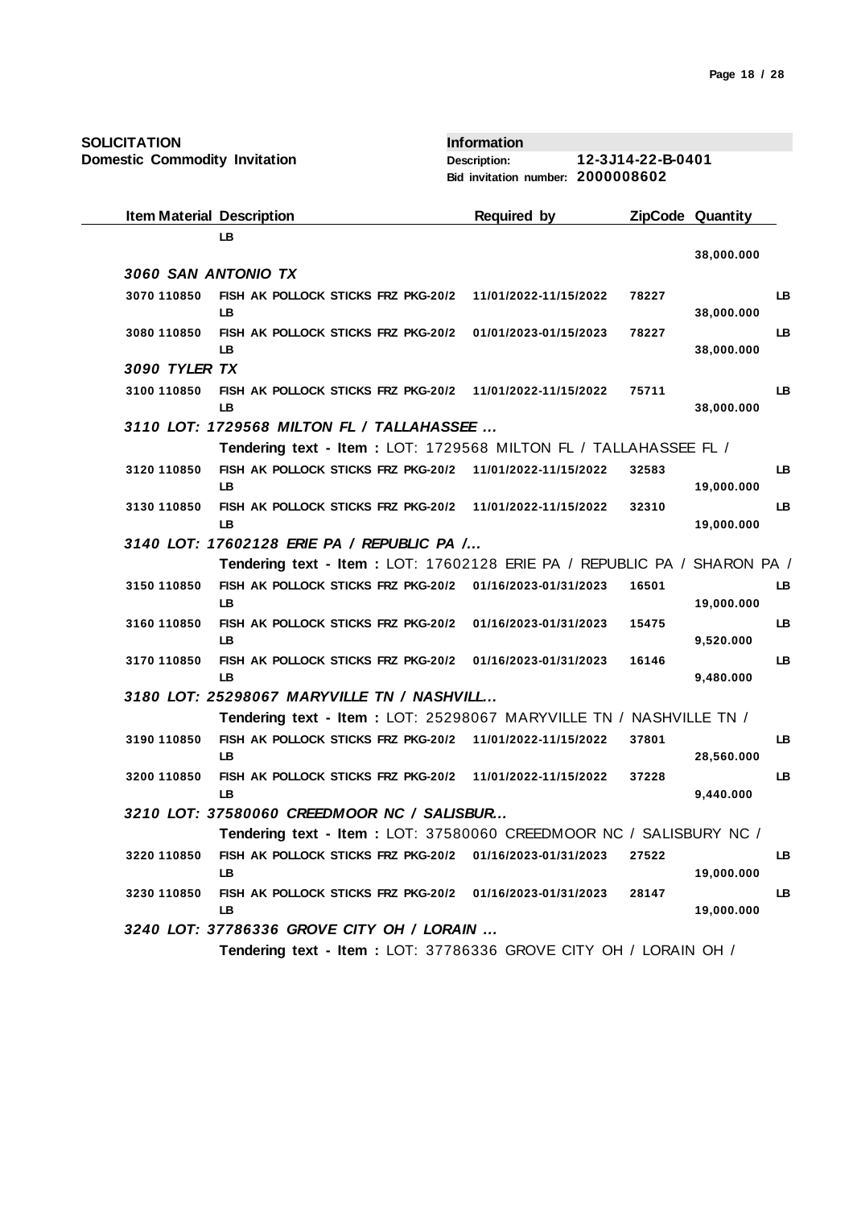**SOLICITATION**
**Domestic Commodity Invitation**

**Information**
**Description:** 12-3J14-22-B-0401
**Bid invitation number:** 2000008602

| Item | Material | Description | Required by | ZipCode | Quantity | |
|---|---|---|---|---|---|---|
| | | LB | | | 38,000.000 | |
| ***3060 SAN ANTONIO TX*** | | | | | | |
| 3070 | 110850 | FISH AK POLLOCK STICKS FRZ PKG-20/2 LB | 11/01/2022-11/15/2022 | 78227 | 38,000.000 | LB |
| 3080 | 110850 | FISH AK POLLOCK STICKS FRZ PKG-20/2 LB | 01/01/2023-01/15/2023 | 78227 | 38,000.000 | LB |
| ***3090 TYLER TX*** | | | | | | |
| 3100 | 110850 | FISH AK POLLOCK STICKS FRZ PKG-20/2 LB | 11/01/2022-11/15/2022 | 75711 | 38,000.000 | LB |
| ***3110 LOT: 1729568 MILTON FL / TALLAHASSEE ...*** | | | | | | |
| | | **Tendering text - Item :** LOT: 1729568 MILTON FL / TALLAHASSEE FL / | | | | |
| 3120 | 110850 | FISH AK POLLOCK STICKS FRZ PKG-20/2 LB | 11/01/2022-11/15/2022 | 32583 | 19,000.000 | LB |
| 3130 | 110850 | FISH AK POLLOCK STICKS FRZ PKG-20/2 LB | 11/01/2022-11/15/2022 | 32310 | 19,000.000 | LB |
| ***3140 LOT: 17602128 ERIE PA / REPUBLIC PA /...*** | | | | | | |
| | | **Tendering text - Item :** LOT: 17602128 ERIE PA / REPUBLIC PA / SHARON PA / | | | | |
| 3150 | 110850 | FISH AK POLLOCK STICKS FRZ PKG-20/2 LB | 01/16/2023-01/31/2023 | 16501 | 19,000.000 | LB |
| 3160 | 110850 | FISH AK POLLOCK STICKS FRZ PKG-20/2 LB | 01/16/2023-01/31/2023 | 15475 | 9,520.000 | LB |
| 3170 | 110850 | FISH AK POLLOCK STICKS FRZ PKG-20/2 LB | 01/16/2023-01/31/2023 | 16146 | 9,480.000 | LB |
| ***3180 LOT: 25298067 MARYVILLE TN / NASHVILL...*** | | | | | | |
| | | **Tendering text - Item :** LOT: 25298067 MARYVILLE TN / NASHVILLE TN / | | | | |
| 3190 | 110850 | FISH AK POLLOCK STICKS FRZ PKG-20/2 LB | 11/01/2022-11/15/2022 | 37801 | 28,560.000 | LB |
| 3200 | 110850 | FISH AK POLLOCK STICKS FRZ PKG-20/2 LB | 11/01/2022-11/15/2022 | 37228 | 9,440.000 | LB |
| ***3210 LOT: 37580060 CREEDMOOR NC / SALISBUR...*** | | | | | | |
| | | **Tendering text - Item :** LOT: 37580060 CREEDMOOR NC / SALISBURY NC / | | | | |
| 3220 | 110850 | FISH AK POLLOCK STICKS FRZ PKG-20/2 LB | 01/16/2023-01/31/2023 | 27522 | 19,000.000 | LB |
| 3230 | 110850 | FISH AK POLLOCK STICKS FRZ PKG-20/2 LB | 01/16/2023-01/31/2023 | 28147 | 19,000.000 | LB |
| ***3240 LOT: 37786336 GROVE CITY OH / LORAIN ...*** | | | | | | |
| | | **Tendering text - Item :** LOT: 37786336 GROVE CITY OH / LORAIN OH / | | | | |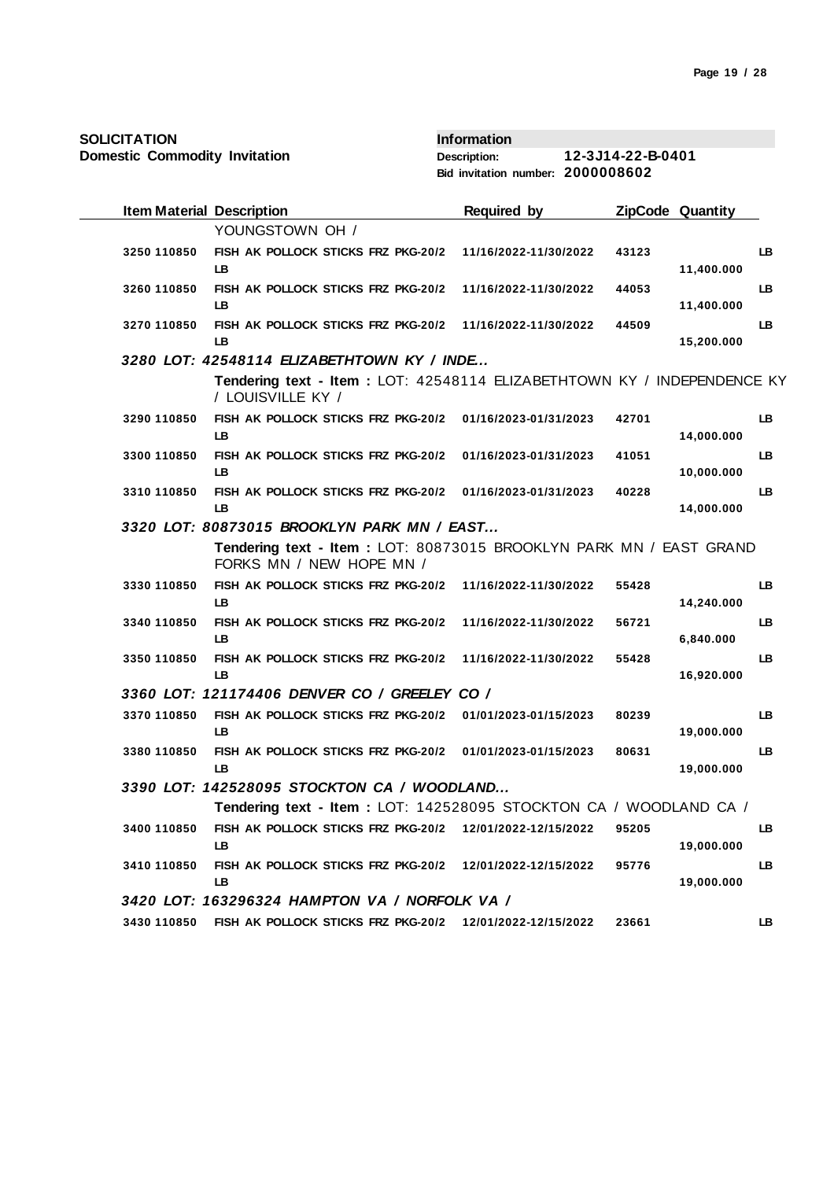**SOLICITATION**
**Domestic Commodity Invitation**

**Information**
**Description:** 12-3J14-22-B-0401
**Bid invitation number:** 2000008602

| Item | Material | Description | Required by | ZipCode | Quantity | |
|---|---|---|---|---|---|---|
| | | YOUNGSTOWN OH / | | | | |
| 3250 | 110850 | FISH AK POLLOCK STICKS FRZ PKG-20/2 LB | 11/16/2022-11/30/2022 | 43123 | 11,400.000 | LB |
| 3260 | 110850 | FISH AK POLLOCK STICKS FRZ PKG-20/2 LB | 11/16/2022-11/30/2022 | 44053 | 11,400.000 | LB |
| 3270 | 110850 | FISH AK POLLOCK STICKS FRZ PKG-20/2 LB | 11/16/2022-11/30/2022 | 44509 | 15,200.000 | LB |
| ***3280 LOT: 42548114 ELIZABETHTOWN KY / INDE...*** | | | | | | |
| | | **Tendering text - Item :** LOT: 42548114 ELIZABETHTOWN KY / INDEPENDENCE KY / LOUISVILLE KY / | | | | |
| 3290 | 110850 | FISH AK POLLOCK STICKS FRZ PKG-20/2 LB | 01/16/2023-01/31/2023 | 42701 | 14,000.000 | LB |
| 3300 | 110850 | FISH AK POLLOCK STICKS FRZ PKG-20/2 LB | 01/16/2023-01/31/2023 | 41051 | 10,000.000 | LB |
| 3310 | 110850 | FISH AK POLLOCK STICKS FRZ PKG-20/2 LB | 01/16/2023-01/31/2023 | 40228 | 14,000.000 | LB |
| ***3320 LOT: 80873015 BROOKLYN PARK MN / EAST...*** | | | | | | |
| | | **Tendering text - Item :** LOT: 80873015 BROOKLYN PARK MN / EAST GRAND FORKS MN / NEW HOPE MN / | | | | |
| 3330 | 110850 | FISH AK POLLOCK STICKS FRZ PKG-20/2 LB | 11/16/2022-11/30/2022 | 55428 | 14,240.000 | LB |
| 3340 | 110850 | FISH AK POLLOCK STICKS FRZ PKG-20/2 LB | 11/16/2022-11/30/2022 | 56721 | 6,840.000 | LB |
| 3350 | 110850 | FISH AK POLLOCK STICKS FRZ PKG-20/2 LB | 11/16/2022-11/30/2022 | 55428 | 16,920.000 | LB |
| ***3360 LOT: 121174406 DENVER CO / GREELEY CO /*** | | | | | | |
| 3370 | 110850 | FISH AK POLLOCK STICKS FRZ PKG-20/2 LB | 01/01/2023-01/15/2023 | 80239 | 19,000.000 | LB |
| 3380 | 110850 | FISH AK POLLOCK STICKS FRZ PKG-20/2 LB | 01/01/2023-01/15/2023 | 80631 | 19,000.000 | LB |
| ***3390 LOT: 142528095 STOCKTON CA / WOODLAND...*** | | | | | | |
| | | **Tendering text - Item :** LOT: 142528095 STOCKTON CA / WOODLAND CA / | | | | |
| 3400 | 110850 | FISH AK POLLOCK STICKS FRZ PKG-20/2 LB | 12/01/2022-12/15/2022 | 95205 | 19,000.000 | LB |
| 3410 | 110850 | FISH AK POLLOCK STICKS FRZ PKG-20/2 LB | 12/01/2022-12/15/2022 | 95776 | 19,000.000 | LB |
| ***3420 LOT: 163296324 HAMPTON VA / NORFOLK VA /*** | | | | | | |
| 3430 | 110850 | FISH AK POLLOCK STICKS FRZ PKG-20/2 | 12/01/2022-12/15/2022 | 23661 | | LB |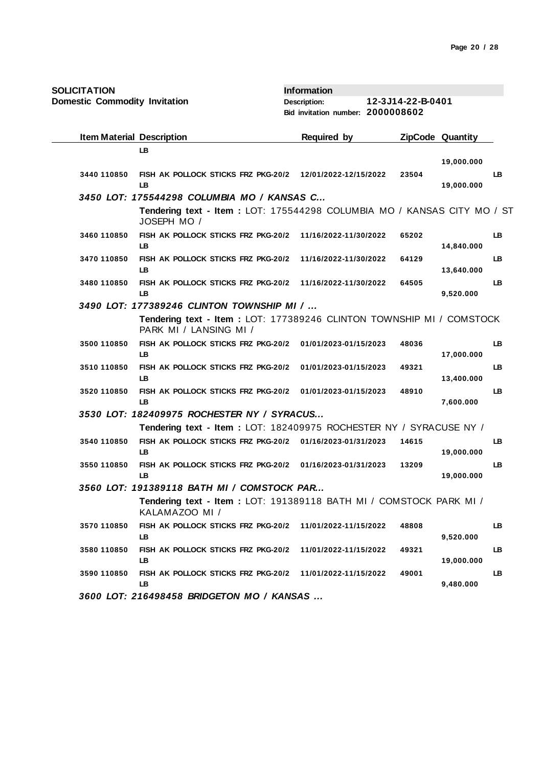**SOLICITATION**
**Domestic Commodity Invitation**

**Information**
**Description:** 12-3J14-22-B-0401
**Bid invitation number:** 2000008602

| Item | Material | Description | Required by | ZipCode | Quantity | |
|---|---|---|---|---|---|---|
| | | LB | | | 19,000.000 | |
| 3440 | 110850 | FISH AK POLLOCK STICKS FRZ PKG-20/2 LB | 12/01/2022-12/15/2022 | 23504 | 19,000.000 | LB |
| ***3450 LOT: 175544298 COLUMBIA MO / KANSAS C...*** | | | | | | |
| | | **Tendering text - Item :** LOT: 175544298 COLUMBIA MO / KANSAS CITY MO / ST JOSEPH MO / | | | | |
| 3460 | 110850 | FISH AK POLLOCK STICKS FRZ PKG-20/2 LB | 11/16/2022-11/30/2022 | 65202 | 14,840.000 | LB |
| 3470 | 110850 | FISH AK POLLOCK STICKS FRZ PKG-20/2 LB | 11/16/2022-11/30/2022 | 64129 | 13,640.000 | LB |
| 3480 | 110850 | FISH AK POLLOCK STICKS FRZ PKG-20/2 LB | 11/16/2022-11/30/2022 | 64505 | 9,520.000 | LB |
| ***3490 LOT: 177389246 CLINTON TOWNSHIP MI / ...*** | | | | | | |
| | | **Tendering text - Item :** LOT: 177389246 CLINTON TOWNSHIP MI / COMSTOCK PARK MI / LANSING MI / | | | | |
| 3500 | 110850 | FISH AK POLLOCK STICKS FRZ PKG-20/2 LB | 01/01/2023-01/15/2023 | 48036 | 17,000.000 | LB |
| 3510 | 110850 | FISH AK POLLOCK STICKS FRZ PKG-20/2 LB | 01/01/2023-01/15/2023 | 49321 | 13,400.000 | LB |
| 3520 | 110850 | FISH AK POLLOCK STICKS FRZ PKG-20/2 LB | 01/01/2023-01/15/2023 | 48910 | 7,600.000 | LB |
| ***3530 LOT: 182409975 ROCHESTER NY / SYRACUS...*** | | | | | | |
| | | **Tendering text - Item :** LOT: 182409975 ROCHESTER NY / SYRACUSE NY / | | | | |
| 3540 | 110850 | FISH AK POLLOCK STICKS FRZ PKG-20/2 LB | 01/16/2023-01/31/2023 | 14615 | 19,000.000 | LB |
| 3550 | 110850 | FISH AK POLLOCK STICKS FRZ PKG-20/2 LB | 01/16/2023-01/31/2023 | 13209 | 19,000.000 | LB |
| ***3560 LOT: 191389118 BATH MI / COMSTOCK PAR...*** | | | | | | |
| | | **Tendering text - Item :** LOT: 191389118 BATH MI / COMSTOCK PARK MI / KALAMAZOO MI / | | | | |
| 3570 | 110850 | FISH AK POLLOCK STICKS FRZ PKG-20/2 LB | 11/01/2022-11/15/2022 | 48808 | 9,520.000 | LB |
| 3580 | 110850 | FISH AK POLLOCK STICKS FRZ PKG-20/2 LB | 11/01/2022-11/15/2022 | 49321 | 19,000.000 | LB |
| 3590 | 110850 | FISH AK POLLOCK STICKS FRZ PKG-20/2 LB | 11/01/2022-11/15/2022 | 49001 | 9,480.000 | LB |
| ***3600 LOT: 216498458 BRIDGETON MO / KANSAS ...*** | | | | | | |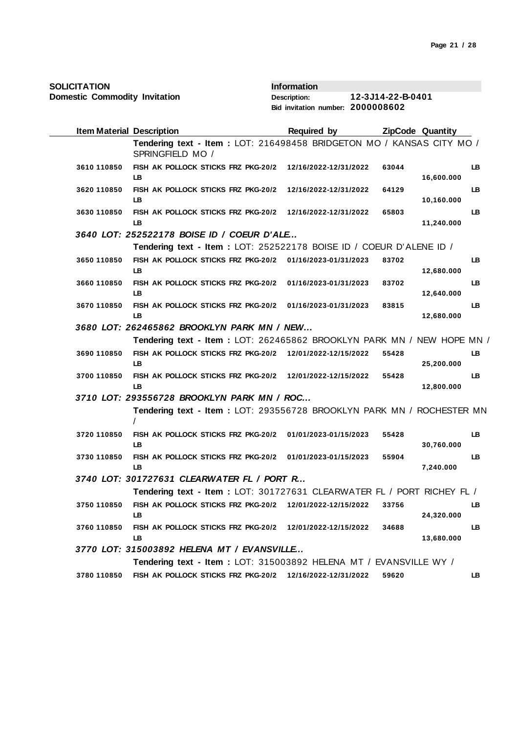**SOLICITATION**
**Domestic Commodity Invitation**

**Information**
**Description:** 12-3J14-22-B-0401
**Bid invitation number:** 2000008602

| Item | Material | Description | Required by | ZipCode | Quantity | |
|---|---|---|---|---|---|---|
| | | **Tendering text - Item :** LOT: 216498458 BRIDGETON MO / KANSAS CITY MO / SPRINGFIELD MO / | | | | |
| 3610 | 110850 | FISH AK POLLOCK STICKS FRZ PKG-20/2 LB | 12/16/2022-12/31/2022 | 63044 | 16,600.000 | LB |
| 3620 | 110850 | FISH AK POLLOCK STICKS FRZ PKG-20/2 LB | 12/16/2022-12/31/2022 | 64129 | 10,160.000 | LB |
| 3630 | 110850 | FISH AK POLLOCK STICKS FRZ PKG-20/2 LB | 12/16/2022-12/31/2022 | 65803 | 11,240.000 | LB |
| ***3640 LOT: 252522178 BOISE ID / COEUR D'ALE...*** | | | | | | |
| | | **Tendering text - Item :** LOT: 252522178 BOISE ID / COEUR D'ALENE ID / | | | | |
| 3650 | 110850 | FISH AK POLLOCK STICKS FRZ PKG-20/2 LB | 01/16/2023-01/31/2023 | 83702 | 12,680.000 | LB |
| 3660 | 110850 | FISH AK POLLOCK STICKS FRZ PKG-20/2 LB | 01/16/2023-01/31/2023 | 83702 | 12,640.000 | LB |
| 3670 | 110850 | FISH AK POLLOCK STICKS FRZ PKG-20/2 LB | 01/16/2023-01/31/2023 | 83815 | 12,680.000 | LB |
| ***3680 LOT: 262465862 BROOKLYN PARK MN / NEW...*** | | | | | | |
| | | **Tendering text - Item :** LOT: 262465862 BROOKLYN PARK MN / NEW HOPE MN / | | | | |
| 3690 | 110850 | FISH AK POLLOCK STICKS FRZ PKG-20/2 LB | 12/01/2022-12/15/2022 | 55428 | 25,200.000 | LB |
| 3700 | 110850 | FISH AK POLLOCK STICKS FRZ PKG-20/2 LB | 12/01/2022-12/15/2022 | 55428 | 12,800.000 | LB |
| ***3710 LOT: 293556728 BROOKLYN PARK MN / ROC...*** | | | | | | |
| | | **Tendering text - Item :** LOT: 293556728 BROOKLYN PARK MN / ROCHESTER MN / | | | | |
| 3720 | 110850 | FISH AK POLLOCK STICKS FRZ PKG-20/2 LB | 01/01/2023-01/15/2023 | 55428 | 30,760.000 | LB |
| 3730 | 110850 | FISH AK POLLOCK STICKS FRZ PKG-20/2 LB | 01/01/2023-01/15/2023 | 55904 | 7,240.000 | LB |
| ***3740 LOT: 301727631 CLEARWATER FL / PORT R...*** | | | | | | |
| | | **Tendering text - Item :** LOT: 301727631 CLEARWATER FL / PORT RICHEY FL / | | | | |
| 3750 | 110850 | FISH AK POLLOCK STICKS FRZ PKG-20/2 LB | 12/01/2022-12/15/2022 | 33756 | 24,320.000 | LB |
| 3760 | 110850 | FISH AK POLLOCK STICKS FRZ PKG-20/2 LB | 12/01/2022-12/15/2022 | 34688 | 13,680.000 | LB |
| ***3770 LOT: 315003892 HELENA MT / EVANSVILLE...*** | | | | | | |
| | | **Tendering text - Item :** LOT: 315003892 HELENA MT / EVANSVILLE WY / | | | | |
| 3780 | 110850 | FISH AK POLLOCK STICKS FRZ PKG-20/2 | 12/16/2022-12/31/2022 | 59620 | | LB |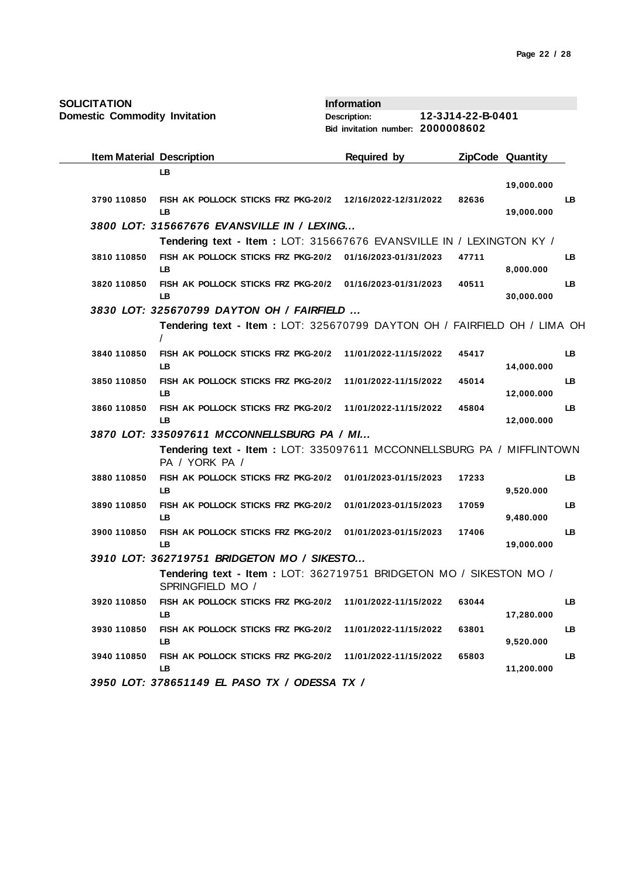**SOLICITATION**
**Domestic Commodity Invitation**

**Information**
**Description:** 12-3J14-22-B-0401
**Bid invitation number:** 2000008602

| Item | Material | Description | Required by | ZipCode | Quantity | |
|---|---|---|---|---|---|---|
| | | LB | | | 19,000.000 | |
| 3790 | 110850 | FISH AK POLLOCK STICKS FRZ PKG-20/2 LB | 12/16/2022-12/31/2022 | 82636 | 19,000.000 | LB |
| 3800 | | ***LOT: 315667676 EVANSVILLE IN / LEXING...*** | | | | |
| | | **Tendering text - Item :** LOT: 315667676 EVANSVILLE IN / LEXINGTON KY / | | | | |
| 3810 | 110850 | FISH AK POLLOCK STICKS FRZ PKG-20/2 LB | 01/16/2023-01/31/2023 | 47711 | 8,000.000 | LB |
| 3820 | 110850 | FISH AK POLLOCK STICKS FRZ PKG-20/2 LB | 01/16/2023-01/31/2023 | 40511 | 30,000.000 | LB |
| 3830 | | ***LOT: 325670799 DAYTON OH / FAIRFIELD ...*** | | | | |
| | | **Tendering text - Item :** LOT: 325670799 DAYTON OH / FAIRFIELD OH / LIMA OH / | | | | |
| 3840 | 110850 | FISH AK POLLOCK STICKS FRZ PKG-20/2 LB | 11/01/2022-11/15/2022 | 45417 | 14,000.000 | LB |
| 3850 | 110850 | FISH AK POLLOCK STICKS FRZ PKG-20/2 LB | 11/01/2022-11/15/2022 | 45014 | 12,000.000 | LB |
| 3860 | 110850 | FISH AK POLLOCK STICKS FRZ PKG-20/2 LB | 11/01/2022-11/15/2022 | 45804 | 12,000.000 | LB |
| 3870 | | ***LOT: 335097611 MCCONNELLSBURG PA / MI...*** | | | | |
| | | **Tendering text - Item :** LOT: 335097611 MCCONNELLSBURG PA / MIFFLINTOWN PA / YORK PA / | | | | |
| 3880 | 110850 | FISH AK POLLOCK STICKS FRZ PKG-20/2 LB | 01/01/2023-01/15/2023 | 17233 | 9,520.000 | LB |
| 3890 | 110850 | FISH AK POLLOCK STICKS FRZ PKG-20/2 LB | 01/01/2023-01/15/2023 | 17059 | 9,480.000 | LB |
| 3900 | 110850 | FISH AK POLLOCK STICKS FRZ PKG-20/2 LB | 01/01/2023-01/15/2023 | 17406 | 19,000.000 | LB |
| 3910 | | ***LOT: 362719751 BRIDGETON MO / SIKESTO...*** | | | | |
| | | **Tendering text - Item :** LOT: 362719751 BRIDGETON MO / SIKESTON MO / SPRINGFIELD MO / | | | | |
| 3920 | 110850 | FISH AK POLLOCK STICKS FRZ PKG-20/2 LB | 11/01/2022-11/15/2022 | 63044 | 17,280.000 | LB |
| 3930 | 110850 | FISH AK POLLOCK STICKS FRZ PKG-20/2 LB | 11/01/2022-11/15/2022 | 63801 | 9,520.000 | LB |
| 3940 | 110850 | FISH AK POLLOCK STICKS FRZ PKG-20/2 LB | 11/01/2022-11/15/2022 | 65803 | 11,200.000 | LB |
| 3950 | | ***LOT: 378651149 EL PASO TX / ODESSA TX /*** | | | | |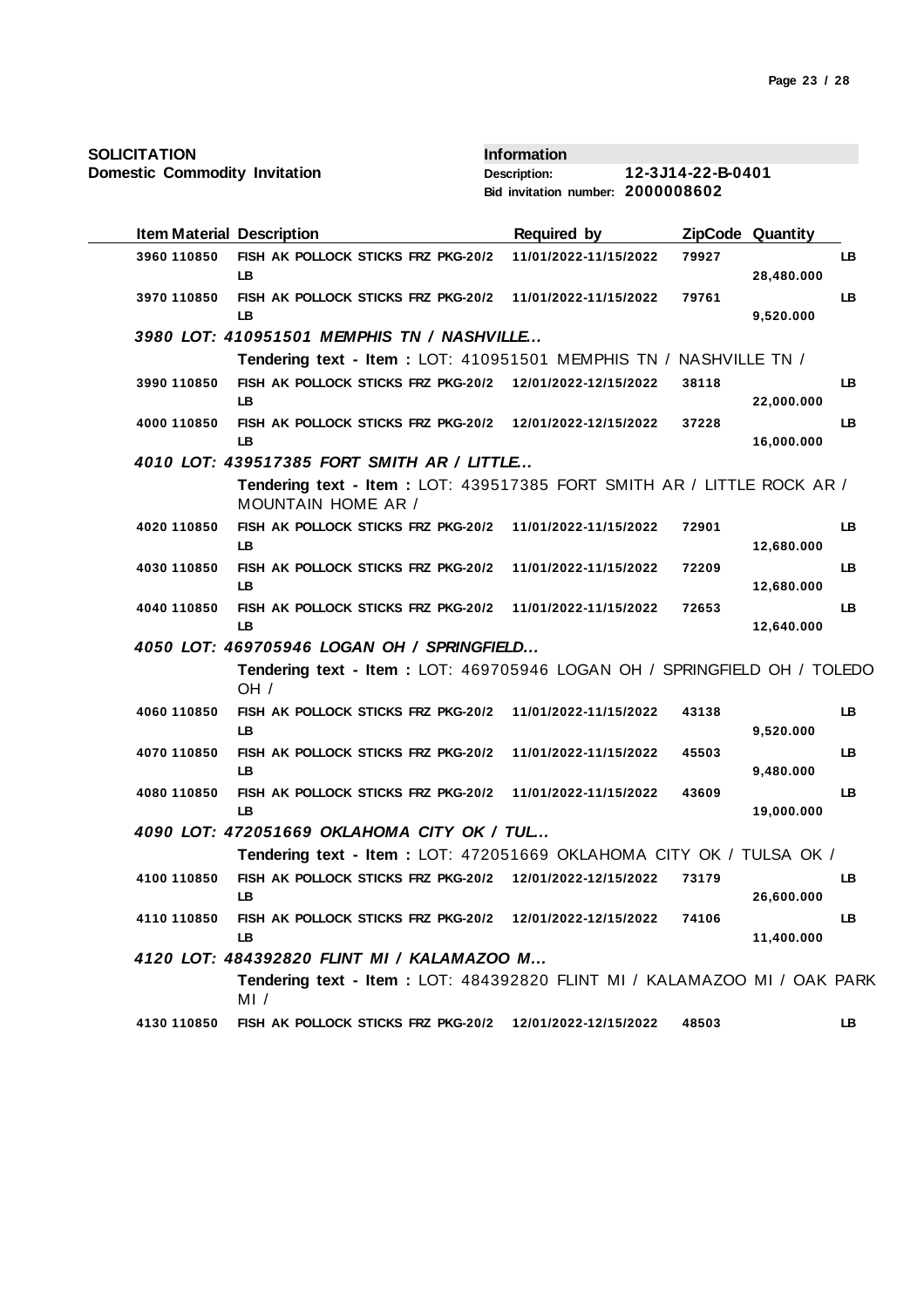**SOLICITATION**
**Domestic Commodity Invitation**

**Information**
**Description:** 12-3J14-22-B-0401
**Bid invitation number:** 2000008602

| Item | Material | Description | Required by | ZipCode | Quantity | |
|---|---|---|---|---|---|---|
| 3960 | 110850 | FISH AK POLLOCK STICKS FRZ PKG-20/2 LB | 11/01/2022-11/15/2022 | 79927 | 28,480.000 | LB |
| 3970 | 110850 | FISH AK POLLOCK STICKS FRZ PKG-20/2 LB | 11/01/2022-11/15/2022 | 79761 | 9,520.000 | LB |
| ***3980 LOT: 410951501 MEMPHIS TN / NASHVILLE...*** | | | | | | |
| | | **Tendering text - Item :** LOT: 410951501 MEMPHIS TN / NASHVILLE TN / | | | | |
| 3990 | 110850 | FISH AK POLLOCK STICKS FRZ PKG-20/2 LB | 12/01/2022-12/15/2022 | 38118 | 22,000.000 | LB |
| 4000 | 110850 | FISH AK POLLOCK STICKS FRZ PKG-20/2 LB | 12/01/2022-12/15/2022 | 37228 | 16,000.000 | LB |
| ***4010 LOT: 439517385 FORT SMITH AR / LITTLE...*** | | | | | | |
| | | **Tendering text - Item :** LOT: 439517385 FORT SMITH AR / LITTLE ROCK AR / MOUNTAIN HOME AR / | | | | |
| 4020 | 110850 | FISH AK POLLOCK STICKS FRZ PKG-20/2 LB | 11/01/2022-11/15/2022 | 72901 | 12,680.000 | LB |
| 4030 | 110850 | FISH AK POLLOCK STICKS FRZ PKG-20/2 LB | 11/01/2022-11/15/2022 | 72209 | 12,680.000 | LB |
| 4040 | 110850 | FISH AK POLLOCK STICKS FRZ PKG-20/2 LB | 11/01/2022-11/15/2022 | 72653 | 12,640.000 | LB |
| ***4050 LOT: 469705946 LOGAN OH / SPRINGFIELD...*** | | | | | | |
| | | **Tendering text - Item :** LOT: 469705946 LOGAN OH / SPRINGFIELD OH / TOLEDO OH / | | | | |
| 4060 | 110850 | FISH AK POLLOCK STICKS FRZ PKG-20/2 LB | 11/01/2022-11/15/2022 | 43138 | 9,520.000 | LB |
| 4070 | 110850 | FISH AK POLLOCK STICKS FRZ PKG-20/2 LB | 11/01/2022-11/15/2022 | 45503 | 9,480.000 | LB |
| 4080 | 110850 | FISH AK POLLOCK STICKS FRZ PKG-20/2 LB | 11/01/2022-11/15/2022 | 43609 | 19,000.000 | LB |
| ***4090 LOT: 472051669 OKLAHOMA CITY OK / TUL...*** | | | | | | |
| | | **Tendering text - Item :** LOT: 472051669 OKLAHOMA CITY OK / TULSA OK / | | | | |
| 4100 | 110850 | FISH AK POLLOCK STICKS FRZ PKG-20/2 LB | 12/01/2022-12/15/2022 | 73179 | 26,600.000 | LB |
| 4110 | 110850 | FISH AK POLLOCK STICKS FRZ PKG-20/2 LB | 12/01/2022-12/15/2022 | 74106 | 11,400.000 | LB |
| ***4120 LOT: 484392820 FLINT MI / KALAMAZOO M...*** | | | | | | |
| | | **Tendering text - Item :** LOT: 484392820 FLINT MI / KALAMAZOO MI / OAK PARK MI / | | | | |
| 4130 | 110850 | FISH AK POLLOCK STICKS FRZ PKG-20/2 | 12/01/2022-12/15/2022 | 48503 | | LB |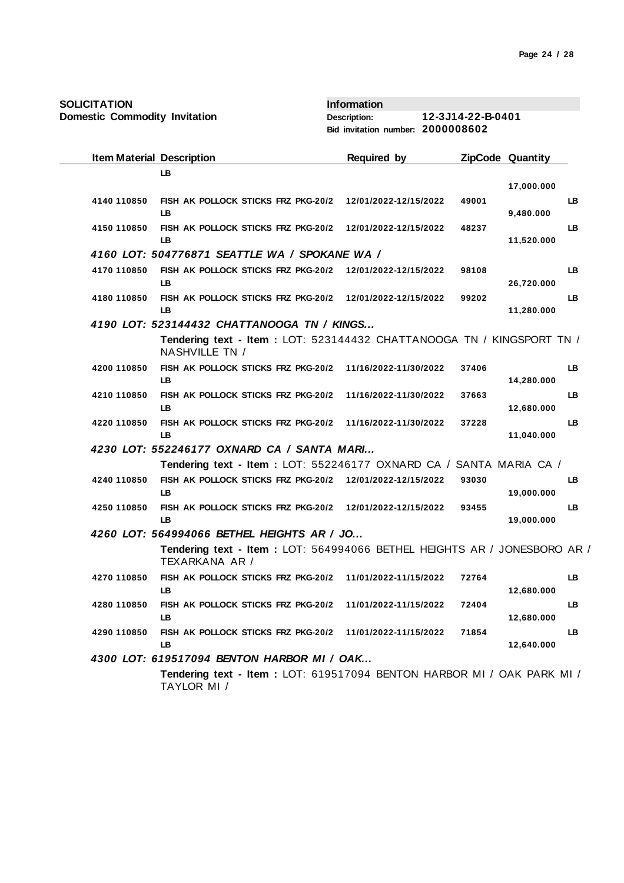**SOLICITATION**
**Domestic Commodity Invitation**

**Information**
**Description:** 12-3J14-22-B-0401
**Bid invitation number:** 2000008602

| Item | Material | Description | Required by | ZipCode | Quantity | |
|---|---|---|---|---|---|---|
| | | LB | | | 17,000.000 | |
| 4140 | 110850 | FISH AK POLLOCK STICKS FRZ PKG-20/2 LB | 12/01/2022-12/15/2022 | 49001 | 9,480.000 | LB |
| 4150 | 110850 | FISH AK POLLOCK STICKS FRZ PKG-20/2 LB | 12/01/2022-12/15/2022 | 48237 | 11,520.000 | LB |
| **4160** | | ***LOT: 504776871 SEATTLE WA / SPOKANE WA /*** | | | | |
| 4170 | 110850 | FISH AK POLLOCK STICKS FRZ PKG-20/2 LB | 12/01/2022-12/15/2022 | 98108 | 26,720.000 | LB |
| 4180 | 110850 | FISH AK POLLOCK STICKS FRZ PKG-20/2 LB | 12/01/2022-12/15/2022 | 99202 | 11,280.000 | LB |
| **4190** | | ***LOT: 523144432 CHATTANOOGA TN / KINGS...*** | | | | |
| | | **Tendering text - Item :** LOT: 523144432 CHATTANOOGA TN / KINGSPORT TN / NASHVILLE TN / | | | | |
| 4200 | 110850 | FISH AK POLLOCK STICKS FRZ PKG-20/2 LB | 11/16/2022-11/30/2022 | 37406 | 14,280.000 | LB |
| 4210 | 110850 | FISH AK POLLOCK STICKS FRZ PKG-20/2 LB | 11/16/2022-11/30/2022 | 37663 | 12,680.000 | LB |
| 4220 | 110850 | FISH AK POLLOCK STICKS FRZ PKG-20/2 LB | 11/16/2022-11/30/2022 | 37228 | 11,040.000 | LB |
| **4230** | | ***LOT: 552246177 OXNARD CA / SANTA MARI...*** | | | | |
| | | **Tendering text - Item :** LOT: 552246177 OXNARD CA / SANTA MARIA CA / | | | | |
| 4240 | 110850 | FISH AK POLLOCK STICKS FRZ PKG-20/2 LB | 12/01/2022-12/15/2022 | 93030 | 19,000.000 | LB |
| 4250 | 110850 | FISH AK POLLOCK STICKS FRZ PKG-20/2 LB | 12/01/2022-12/15/2022 | 93455 | 19,000.000 | LB |
| **4260** | | ***LOT: 564994066 BETHEL HEIGHTS AR / JO...*** | | | | |
| | | **Tendering text - Item :** LOT: 564994066 BETHEL HEIGHTS AR / JONESBORO AR / TEXARKANA AR / | | | | |
| 4270 | 110850 | FISH AK POLLOCK STICKS FRZ PKG-20/2 LB | 11/01/2022-11/15/2022 | 72764 | 12,680.000 | LB |
| 4280 | 110850 | FISH AK POLLOCK STICKS FRZ PKG-20/2 LB | 11/01/2022-11/15/2022 | 72404 | 12,680.000 | LB |
| 4290 | 110850 | FISH AK POLLOCK STICKS FRZ PKG-20/2 LB | 11/01/2022-11/15/2022 | 71854 | 12,640.000 | LB |
| **4300** | | ***LOT: 619517094 BENTON HARBOR MI / OAK...*** | | | | |
| | | **Tendering text - Item :** LOT: 619517094 BENTON HARBOR MI / OAK PARK MI / TAYLOR MI / | | | | |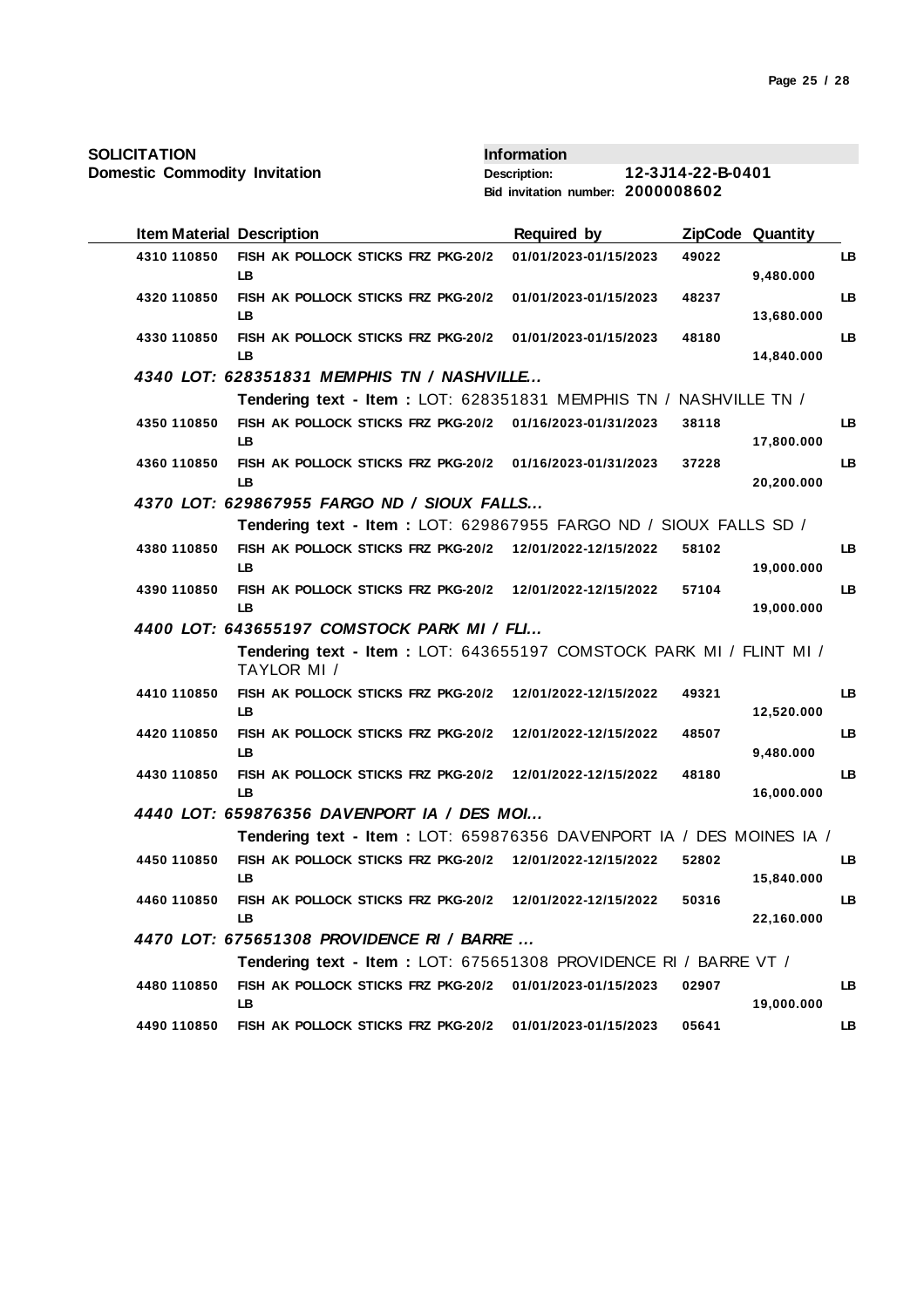**SOLICITATION**
**Domestic Commodity Invitation**

**Information**
**Description:** 12-3J14-22-B-0401
**Bid invitation number:** 2000008602

| Item | Material | Description | Required by | ZipCode | Quantity | |
|---|---|---|---|---|---|---|
| 4310 | 110850 | FISH AK POLLOCK STICKS FRZ PKG-20/2 LB | 01/01/2023-01/15/2023 | 49022 | 9,480.000 | LB |
| 4320 | 110850 | FISH AK POLLOCK STICKS FRZ PKG-20/2 LB | 01/01/2023-01/15/2023 | 48237 | 13,680.000 | LB |
| 4330 | 110850 | FISH AK POLLOCK STICKS FRZ PKG-20/2 LB | 01/01/2023-01/15/2023 | 48180 | 14,840.000 | LB |
| ***4340 LOT: 628351831 MEMPHIS TN / NASHVILLE...*** | | | | | | |
| | | **Tendering text - Item :** LOT: 628351831 MEMPHIS TN / NASHVILLE TN / | | | | |
| 4350 | 110850 | FISH AK POLLOCK STICKS FRZ PKG-20/2 LB | 01/16/2023-01/31/2023 | 38118 | 17,800.000 | LB |
| 4360 | 110850 | FISH AK POLLOCK STICKS FRZ PKG-20/2 LB | 01/16/2023-01/31/2023 | 37228 | 20,200.000 | LB |
| ***4370 LOT: 629867955 FARGO ND / SIOUX FALLS...*** | | | | | | |
| | | **Tendering text - Item :** LOT: 629867955 FARGO ND / SIOUX FALLS SD / | | | | |
| 4380 | 110850 | FISH AK POLLOCK STICKS FRZ PKG-20/2 LB | 12/01/2022-12/15/2022 | 58102 | 19,000.000 | LB |
| 4390 | 110850 | FISH AK POLLOCK STICKS FRZ PKG-20/2 LB | 12/01/2022-12/15/2022 | 57104 | 19,000.000 | LB |
| ***4400 LOT: 643655197 COMSTOCK PARK MI / FLI...*** | | | | | | |
| | | **Tendering text - Item :** LOT: 643655197 COMSTOCK PARK MI / FLINT MI / TAYLOR MI / | | | | |
| 4410 | 110850 | FISH AK POLLOCK STICKS FRZ PKG-20/2 LB | 12/01/2022-12/15/2022 | 49321 | 12,520.000 | LB |
| 4420 | 110850 | FISH AK POLLOCK STICKS FRZ PKG-20/2 LB | 12/01/2022-12/15/2022 | 48507 | 9,480.000 | LB |
| 4430 | 110850 | FISH AK POLLOCK STICKS FRZ PKG-20/2 LB | 12/01/2022-12/15/2022 | 48180 | 16,000.000 | LB |
| ***4440 LOT: 659876356 DAVENPORT IA / DES MOI...*** | | | | | | |
| | | **Tendering text - Item :** LOT: 659876356 DAVENPORT IA / DES MOINES IA / | | | | |
| 4450 | 110850 | FISH AK POLLOCK STICKS FRZ PKG-20/2 LB | 12/01/2022-12/15/2022 | 52802 | 15,840.000 | LB |
| 4460 | 110850 | FISH AK POLLOCK STICKS FRZ PKG-20/2 LB | 12/01/2022-12/15/2022 | 50316 | 22,160.000 | LB |
| ***4470 LOT: 675651308 PROVIDENCE RI / BARRE ...*** | | | | | | |
| | | **Tendering text - Item :** LOT: 675651308 PROVIDENCE RI / BARRE VT / | | | | |
| 4480 | 110850 | FISH AK POLLOCK STICKS FRZ PKG-20/2 LB | 01/01/2023-01/15/2023 | 02907 | 19,000.000 | LB |
| 4490 | 110850 | FISH AK POLLOCK STICKS FRZ PKG-20/2 | 01/01/2023-01/15/2023 | 05641 | | LB |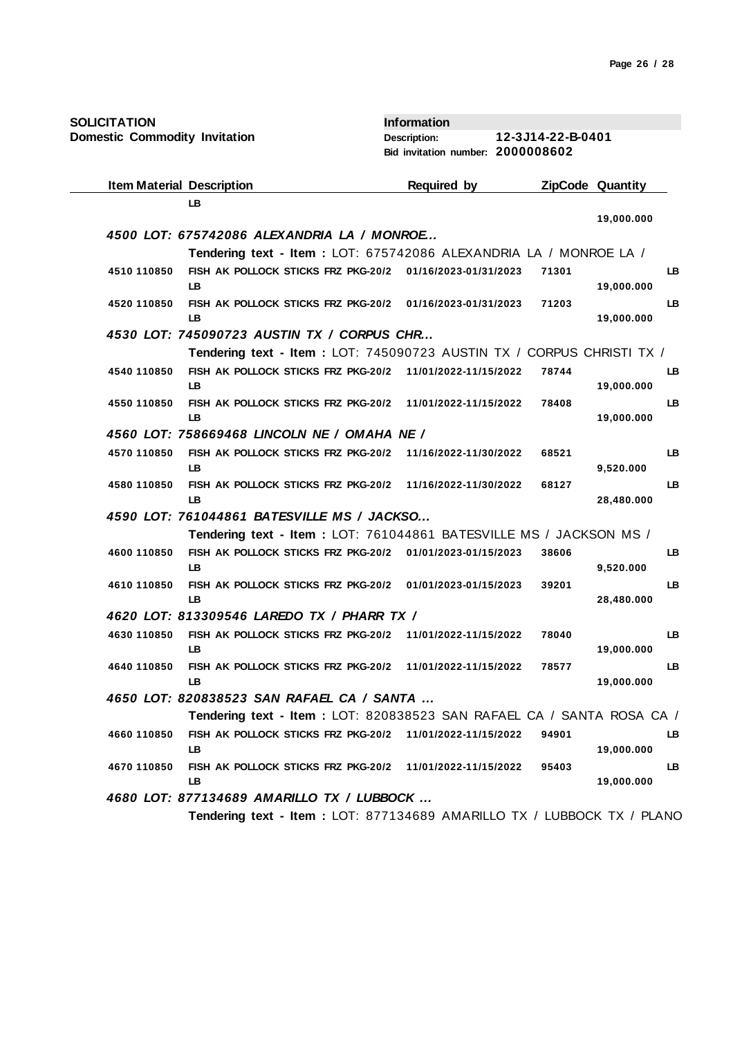**SOLICITATION**
**Domestic Commodity Invitation**

**Information**
**Description:** 12-3J14-22-B-0401
**Bid invitation number:** 2000008602

| Item | Material | Description | Required by | ZipCode | Quantity | |
|---|---|---|---|---|---|---|
| | | LB | | | 19,000.000 | |
| ***4500 LOT: 675742086 ALEXANDRIA LA / MONROE...*** | | | | | | |
| | | **Tendering text - Item :** LOT: 675742086 ALEXANDRIA LA / MONROE LA / | | | | |
| 4510 | 110850 | FISH AK POLLOCK STICKS FRZ PKG-20/2 LB | 01/16/2023-01/31/2023 | 71301 | 19,000.000 | LB |
| 4520 | 110850 | FISH AK POLLOCK STICKS FRZ PKG-20/2 LB | 01/16/2023-01/31/2023 | 71203 | 19,000.000 | LB |
| ***4530 LOT: 745090723 AUSTIN TX / CORPUS CHR...*** | | | | | | |
| | | **Tendering text - Item :** LOT: 745090723 AUSTIN TX / CORPUS CHRISTI TX / | | | | |
| 4540 | 110850 | FISH AK POLLOCK STICKS FRZ PKG-20/2 LB | 11/01/2022-11/15/2022 | 78744 | 19,000.000 | LB |
| 4550 | 110850 | FISH AK POLLOCK STICKS FRZ PKG-20/2 LB | 11/01/2022-11/15/2022 | 78408 | 19,000.000 | LB |
| ***4560 LOT: 758669468 LINCOLN NE / OMAHA NE /*** | | | | | | |
| 4570 | 110850 | FISH AK POLLOCK STICKS FRZ PKG-20/2 LB | 11/16/2022-11/30/2022 | 68521 | 9,520.000 | LB |
| 4580 | 110850 | FISH AK POLLOCK STICKS FRZ PKG-20/2 LB | 11/16/2022-11/30/2022 | 68127 | 28,480.000 | LB |
| ***4590 LOT: 761044861 BATESVILLE MS / JACKSO...*** | | | | | | |
| | | **Tendering text - Item :** LOT: 761044861 BATESVILLE MS / JACKSON MS / | | | | |
| 4600 | 110850 | FISH AK POLLOCK STICKS FRZ PKG-20/2 LB | 01/01/2023-01/15/2023 | 38606 | 9,520.000 | LB |
| 4610 | 110850 | FISH AK POLLOCK STICKS FRZ PKG-20/2 LB | 01/01/2023-01/15/2023 | 39201 | 28,480.000 | LB |
| ***4620 LOT: 813309546 LAREDO TX / PHARR TX /*** | | | | | | |
| 4630 | 110850 | FISH AK POLLOCK STICKS FRZ PKG-20/2 LB | 11/01/2022-11/15/2022 | 78040 | 19,000.000 | LB |
| 4640 | 110850 | FISH AK POLLOCK STICKS FRZ PKG-20/2 LB | 11/01/2022-11/15/2022 | 78577 | 19,000.000 | LB |
| ***4650 LOT: 820838523 SAN RAFAEL CA / SANTA ...*** | | | | | | |
| | | **Tendering text - Item :** LOT: 820838523 SAN RAFAEL CA / SANTA ROSA CA / | | | | |
| 4660 | 110850 | FISH AK POLLOCK STICKS FRZ PKG-20/2 LB | 11/01/2022-11/15/2022 | 94901 | 19,000.000 | LB |
| 4670 | 110850 | FISH AK POLLOCK STICKS FRZ PKG-20/2 LB | 11/01/2022-11/15/2022 | 95403 | 19,000.000 | LB |
| ***4680 LOT: 877134689 AMARILLO TX / LUBBOCK ...*** | | | | | | |
| | | **Tendering text - Item :** LOT: 877134689 AMARILLO TX / LUBBOCK TX / PLANO | | | | |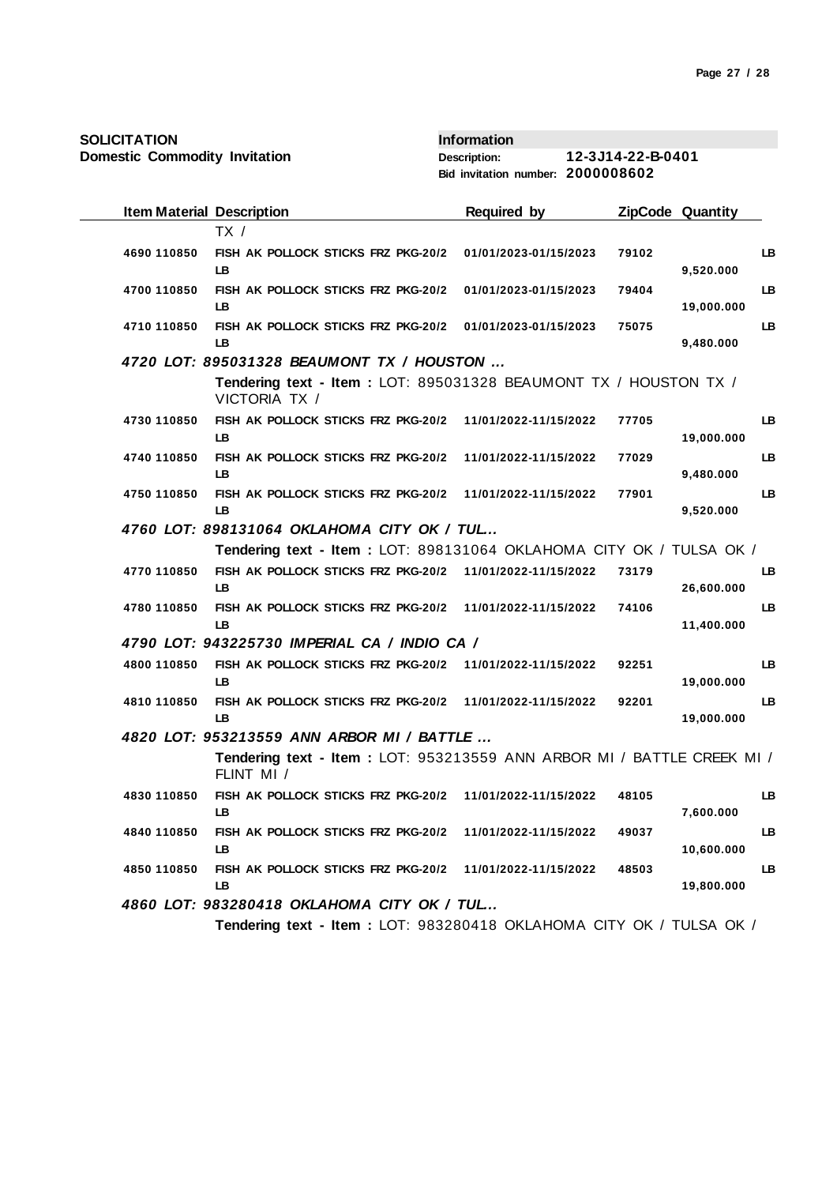**SOLICITATION**
**Domestic Commodity Invitation**

| **Information** | |
|---|---|
| **Description:** | **12-3J14-22-B-0401** |
| **Bid invitation number:** | **2000008602** |

| Item | Material | Description | Required by | ZipCode | Quantity | |
|---|---|---|---|---|---|---|
| | | TX / | | | | |
| 4690 | 110850 | FISH AK POLLOCK STICKS FRZ PKG-20/2 LB | 01/01/2023-01/15/2023 | 79102 | 9,520.000 | LB |
| 4700 | 110850 | FISH AK POLLOCK STICKS FRZ PKG-20/2 LB | 01/01/2023-01/15/2023 | 79404 | 19,000.000 | LB |
| 4710 | 110850 | FISH AK POLLOCK STICKS FRZ PKG-20/2 LB | 01/01/2023-01/15/2023 | 75075 | 9,480.000 | LB |
| **4720** | | ***LOT: 895031328 BEAUMONT TX / HOUSTON ...*** | | | | |
| | | **Tendering text - Item :** LOT: 895031328 BEAUMONT TX / HOUSTON TX / VICTORIA TX / | | | | |
| 4730 | 110850 | FISH AK POLLOCK STICKS FRZ PKG-20/2 LB | 11/01/2022-11/15/2022 | 77705 | 19,000.000 | LB |
| 4740 | 110850 | FISH AK POLLOCK STICKS FRZ PKG-20/2 LB | 11/01/2022-11/15/2022 | 77029 | 9,480.000 | LB |
| 4750 | 110850 | FISH AK POLLOCK STICKS FRZ PKG-20/2 LB | 11/01/2022-11/15/2022 | 77901 | 9,520.000 | LB |
| **4760** | | ***LOT: 898131064 OKLAHOMA CITY OK / TUL...*** | | | | |
| | | **Tendering text - Item :** LOT: 898131064 OKLAHOMA CITY OK / TULSA OK / | | | | |
| 4770 | 110850 | FISH AK POLLOCK STICKS FRZ PKG-20/2 LB | 11/01/2022-11/15/2022 | 73179 | 26,600.000 | LB |
| 4780 | 110850 | FISH AK POLLOCK STICKS FRZ PKG-20/2 LB | 11/01/2022-11/15/2022 | 74106 | 11,400.000 | LB |
| **4790** | | ***LOT: 943225730 IMPERIAL CA / INDIO CA /*** | | | | |
| 4800 | 110850 | FISH AK POLLOCK STICKS FRZ PKG-20/2 LB | 11/01/2022-11/15/2022 | 92251 | 19,000.000 | LB |
| 4810 | 110850 | FISH AK POLLOCK STICKS FRZ PKG-20/2 LB | 11/01/2022-11/15/2022 | 92201 | 19,000.000 | LB |
| **4820** | | ***LOT: 953213559 ANN ARBOR MI / BATTLE ...*** | | | | |
| | | **Tendering text - Item :** LOT: 953213559 ANN ARBOR MI / BATTLE CREEK MI / FLINT MI / | | | | |
| 4830 | 110850 | FISH AK POLLOCK STICKS FRZ PKG-20/2 LB | 11/01/2022-11/15/2022 | 48105 | 7,600.000 | LB |
| 4840 | 110850 | FISH AK POLLOCK STICKS FRZ PKG-20/2 LB | 11/01/2022-11/15/2022 | 49037 | 10,600.000 | LB |
| 4850 | 110850 | FISH AK POLLOCK STICKS FRZ PKG-20/2 LB | 11/01/2022-11/15/2022 | 48503 | 19,800.000 | LB |
| **4860** | | ***LOT: 983280418 OKLAHOMA CITY OK / TUL...*** | | | | |
| | | **Tendering text - Item :** LOT: 983280418 OKLAHOMA CITY OK / TULSA OK / | | | | |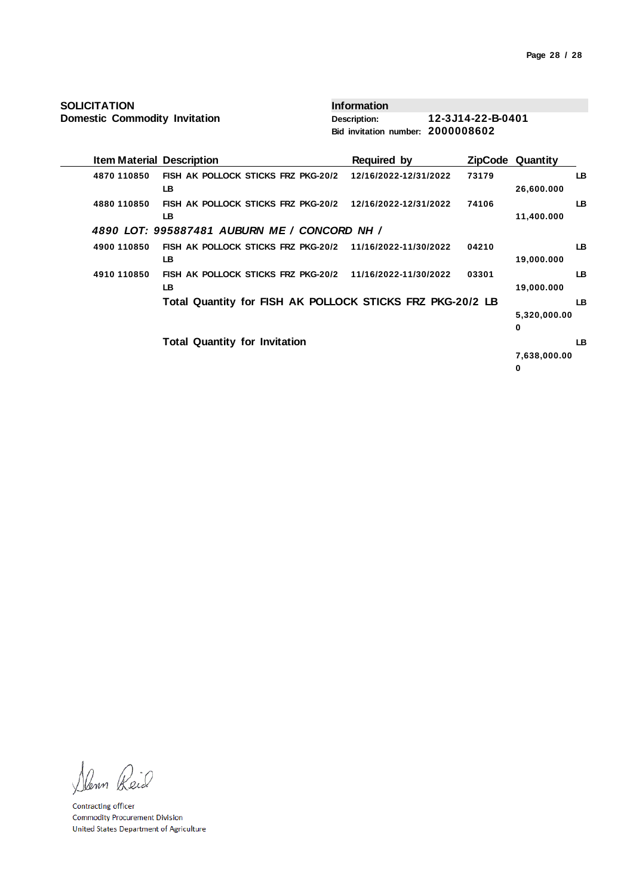**SOLICITATION**
**Domestic Commodity Invitation**

**Information**

**Description:** 12-3J14-22-B-0401
**Bid invitation number:** 2000008602

| Item | Material | Description | Required by | ZipCode | Quantity | |
|---|---|---|---|---|---|---|
| 4870 | 110850 | FISH AK POLLOCK STICKS FRZ PKG-20/2 LB | 12/16/2022-12/31/2022 | 73179 | 26,600.000 | LB |
| 4880 | 110850 | FISH AK POLLOCK STICKS FRZ PKG-20/2 LB | 12/16/2022-12/31/2022 | 74106 | 11,400.000 | LB |
| *4890 LOT: 995887481 AUBURN ME / CONCORD NH /* | | | | | | |
| 4900 | 110850 | FISH AK POLLOCK STICKS FRZ PKG-20/2 LB | 11/16/2022-11/30/2022 | 04210 | 19,000.000 | LB |
| 4910 | 110850 | FISH AK POLLOCK STICKS FRZ PKG-20/2 LB | 11/16/2022-11/30/2022 | 03301 | 19,000.000 | LB |
| | | **Total Quantity for FISH AK POLLOCK STICKS FRZ PKG-20/2 LB** | | | 5,320,000.000 | LB |
| | | **Total Quantity for Invitation** | | | 7,638,000.000 | LB |

Contracting officer
Commodity Procurement Division
United States Department of Agriculture